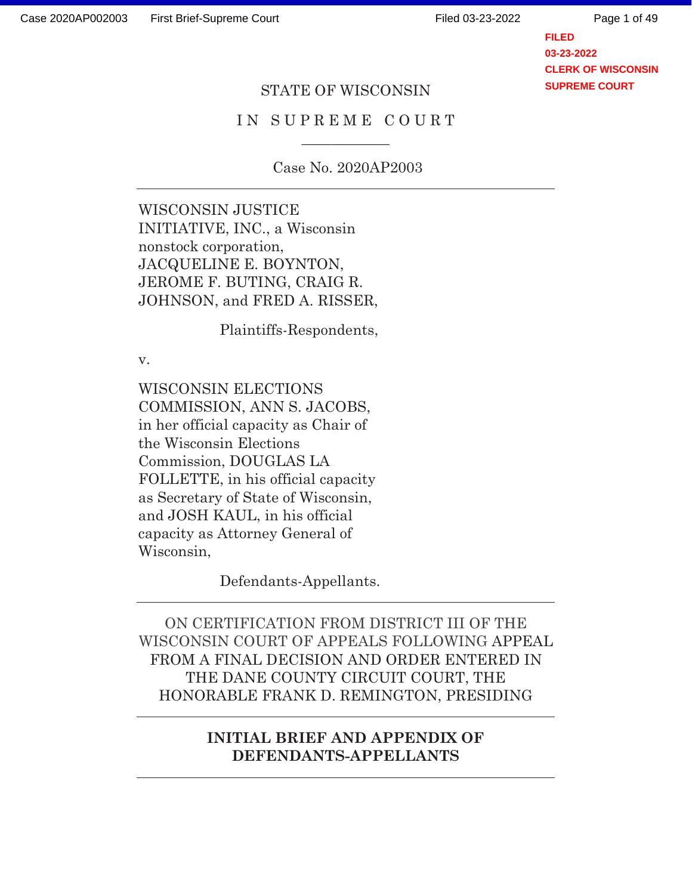FILED
03-23-2022
CLERK OF WISCONSIN
SUPREME COURT

STATE OF WISCONSIN

IN SUPREME COURT

Case No. 2020AP2003

---

WISCONSIN JUSTICE INITIATIVE, INC., a Wisconsin nonstock corporation, JACQUELINE E. BOYNTON, JEROME F. BUTING, CRAIG R. JOHNSON, and FRED A. RISSER,

Plaintiffs-Respondents,

v.

WISCONSIN ELECTIONS COMMISSION, ANN S. JACOBS, in her official capacity as Chair of the Wisconsin Elections Commission, DOUGLAS LA FOLLETTE, in his official capacity as Secretary of State of Wisconsin, and JOSH KAUL, in his official capacity as Attorney General of Wisconsin,

Defendants-Appellants.

---

ON CERTIFICATION FROM DISTRICT III OF THE WISCONSIN COURT OF APPEALS FOLLOWING APPEAL FROM A FINAL DECISION AND ORDER ENTERED IN THE DANE COUNTY CIRCUIT COURT, THE HONORABLE FRANK D. REMINGTON, PRESIDING

---

**INITIAL BRIEF AND APPENDIX OF DEFENDANTS-APPELLANTS**

---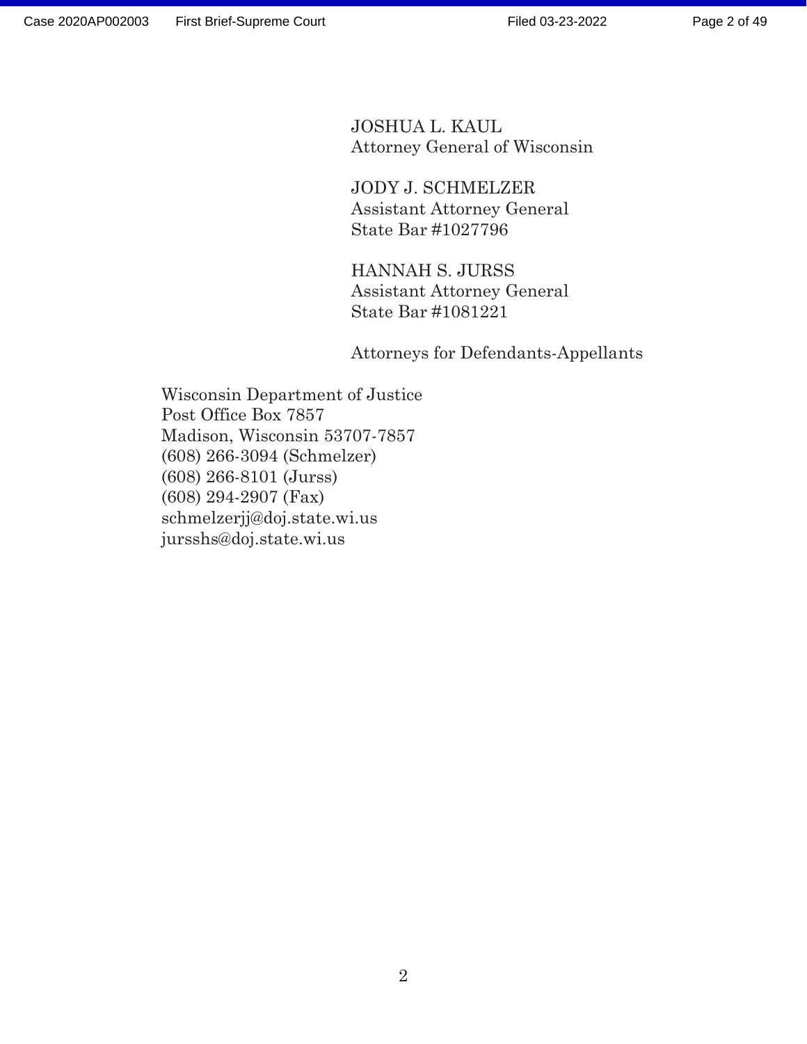JOSHUA L. KAUL
Attorney General of Wisconsin

JODY J. SCHMELZER
Assistant Attorney General
State Bar #1027796

HANNAH S. JURSS
Assistant Attorney General
State Bar #1081221

Attorneys for Defendants-Appellants

Wisconsin Department of Justice
Post Office Box 7857
Madison, Wisconsin 53707-7857
(608) 266-3094 (Schmelzer)
(608) 266-8101 (Jurss)
(608) 294-2907 (Fax)
schmelzerjj@doj.state.wi.us
jursshs@doj.state.wi.us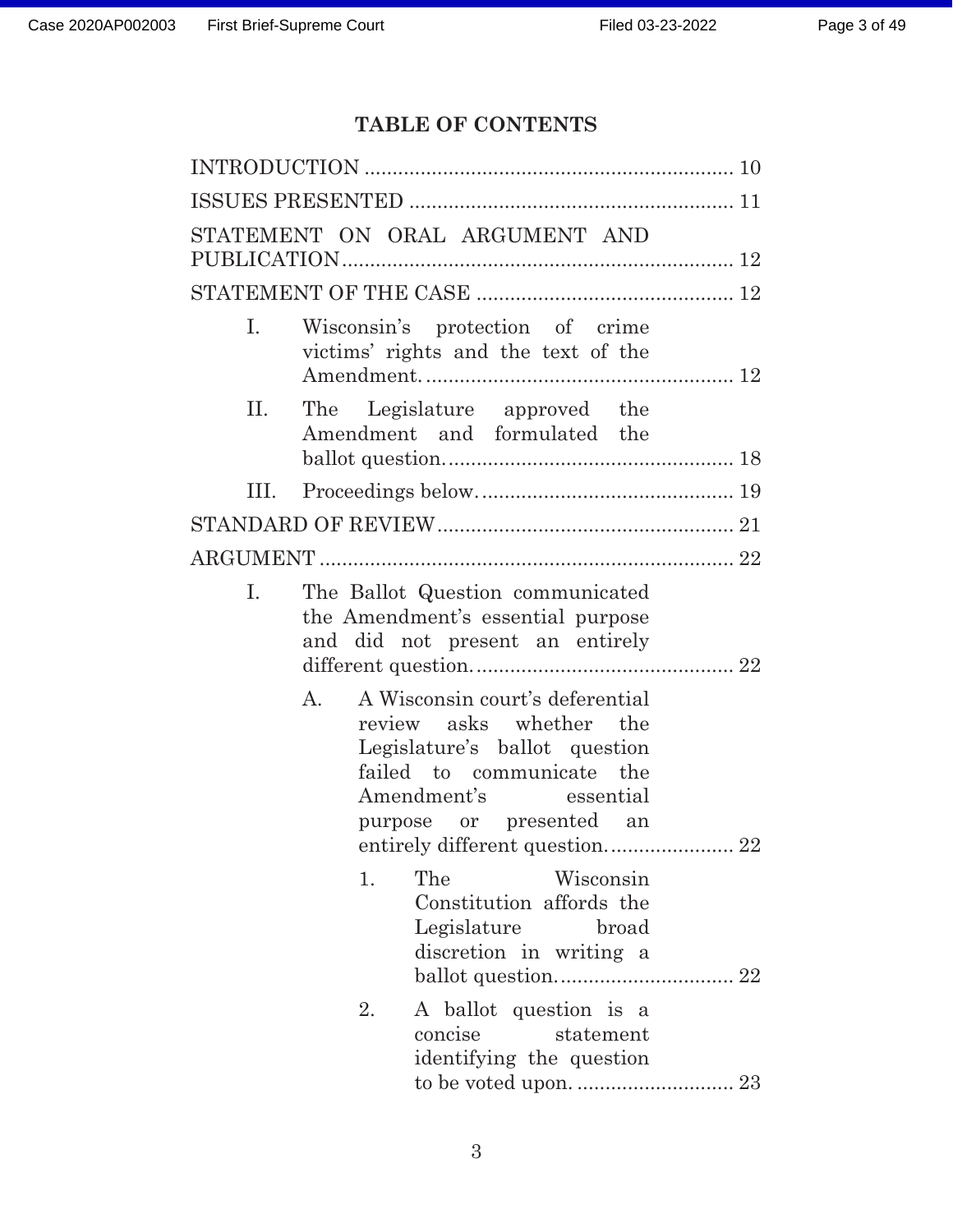# TABLE OF CONTENTS

INTRODUCTION .................................................................. 10

ISSUES PRESENTED .......................................................... 11

STATEMENT ON ORAL ARGUMENT AND PUBLICATION ...................................................................... 12

STATEMENT OF THE CASE .............................................. 12

- I. Wisconsin's protection of crime victims' rights and the text of the Amendment. ....................................................... 12
- II. The Legislature approved the Amendment and formulated the ballot question. .................................................... 18
- III. Proceedings below. ............................................. 19

STANDARD OF REVIEW ..................................................... 21

ARGUMENT ......................................................................... 22

- I. The Ballot Question communicated the Amendment's essential purpose and did not present an entirely different question. .............................................. 22
  - A. A Wisconsin court's deferential review asks whether the Legislature's ballot question failed to communicate the Amendment's essential purpose or presented an entirely different question. ...................... 22
    - 1. The Wisconsin Constitution affords the Legislature broad discretion in writing a ballot question. ............................... 22
    - 2. A ballot question is a concise statement identifying the question to be voted upon. ............................ 23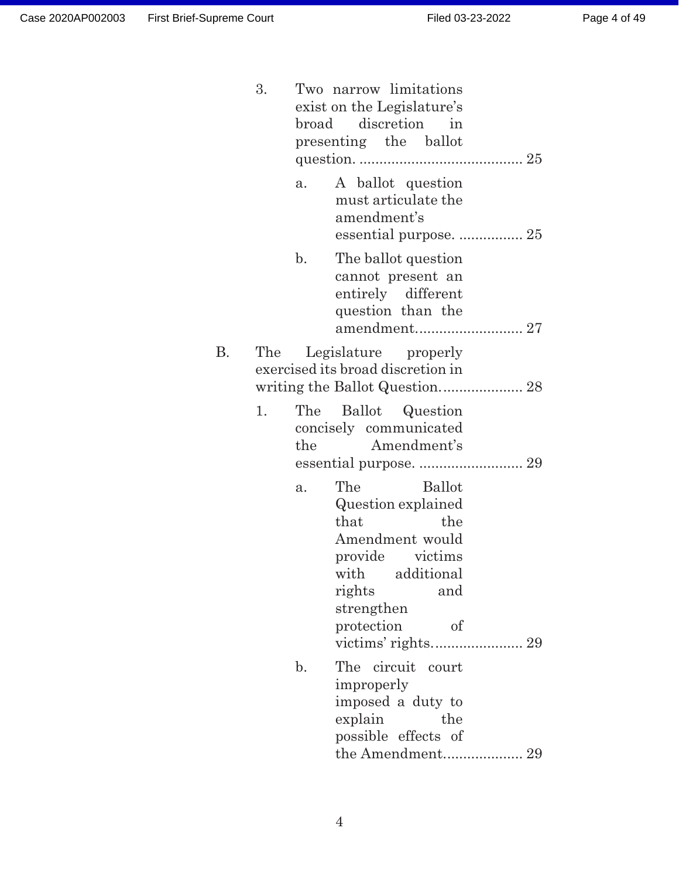3. Two narrow limitations exist on the Legislature's broad discretion in presenting the ballot question. ........................................ 25

   a. A ballot question must articulate the amendment's essential purpose. ................ 25

   b. The ballot question cannot present an entirely different question than the amendment........................... 27

B. The Legislature properly exercised its broad discretion in writing the Ballot Question.................... 28

   1. The Ballot Question concisely communicated the Amendment's essential purpose. .......................... 29

      a. The Ballot Question explained that the Amendment would provide victims with additional rights and strengthen protection of victims' rights...................... 29

      b. The circuit court improperly imposed a duty to explain the possible effects of the Amendment.................... 29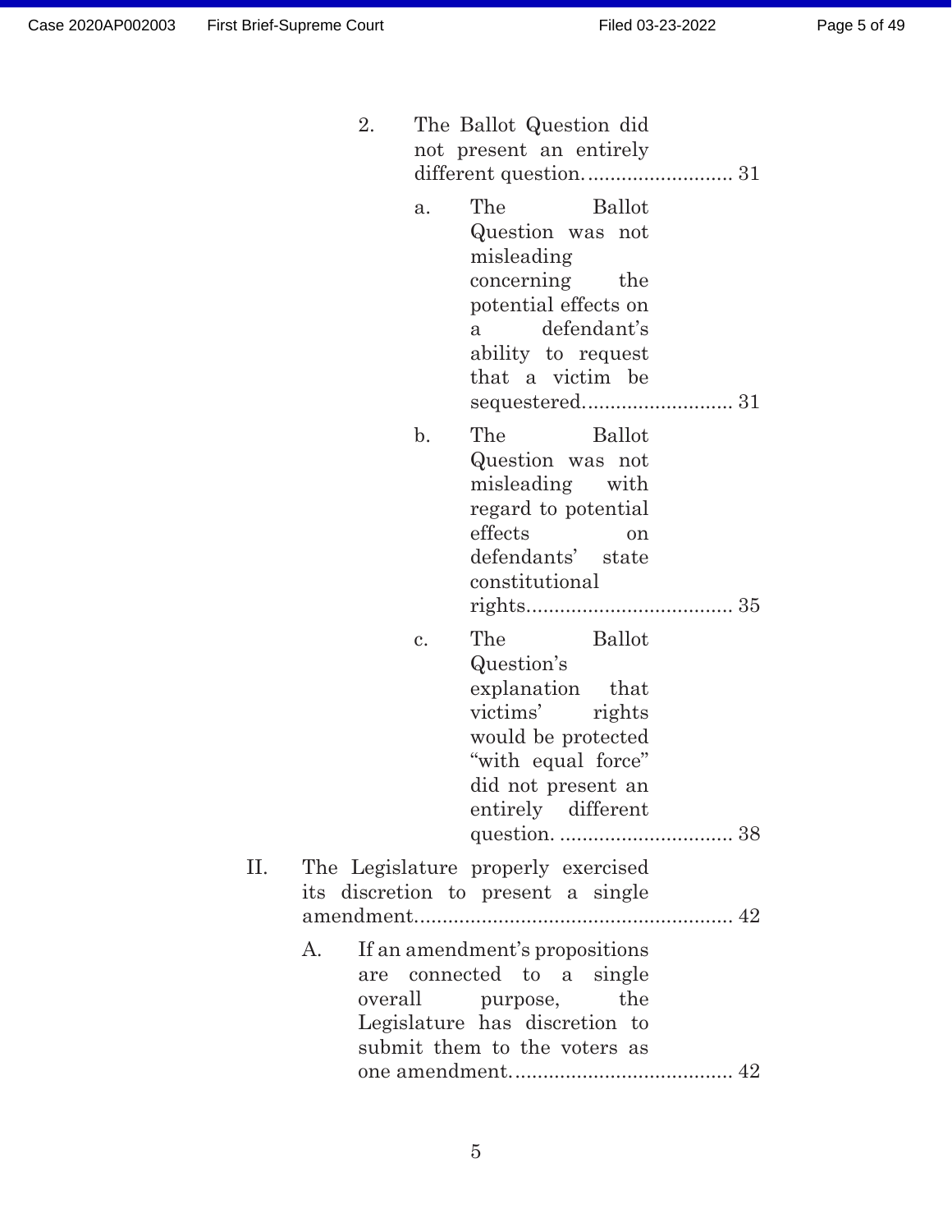2. The Ballot Question did not present an entirely different question. .......................... 31

   a. The Ballot Question was not misleading concerning the potential effects on a defendant's ability to request that a victim be sequestered. .......................... 31

   b. The Ballot Question was not misleading with regard to potential effects on defendants' state constitutional rights. .................................... 35

   c. The Ballot Question's explanation that victims' rights would be protected "with equal force" did not present an entirely different question. ............................... 38

II. The Legislature properly exercised its discretion to present a single amendment. ........................................................ 42

   A. If an amendment's propositions are connected to a single overall purpose, the Legislature has discretion to submit them to the voters as one amendment. ...................................... 42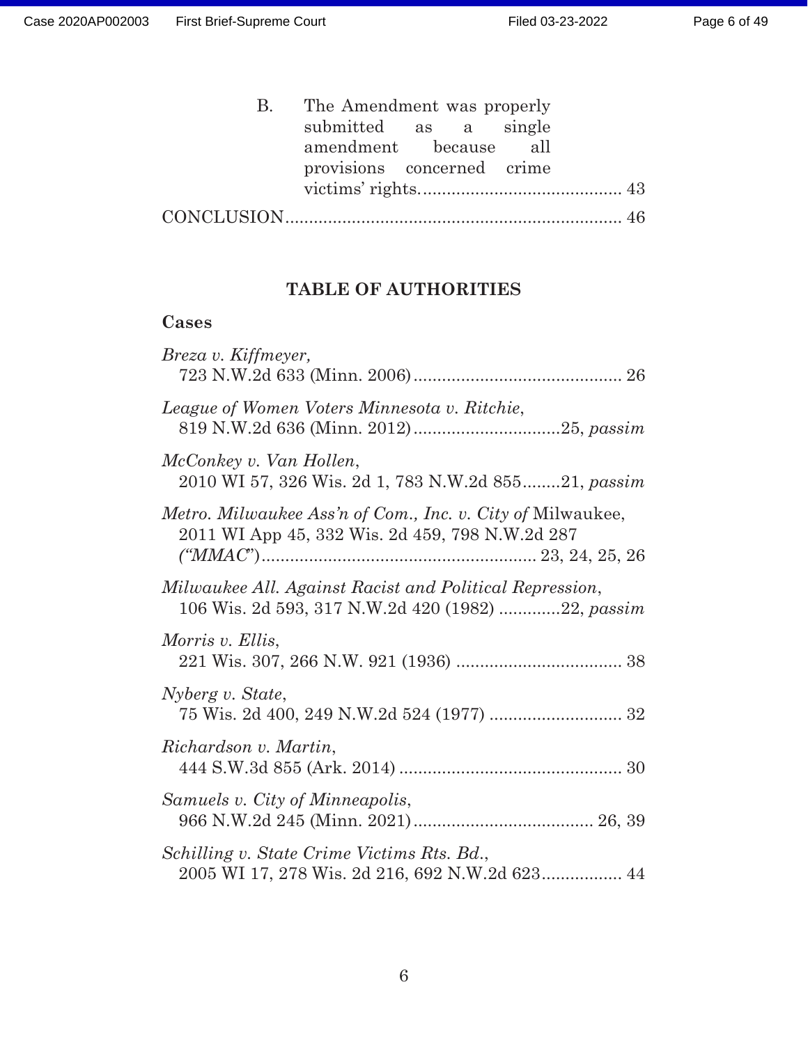B. The Amendment was properly submitted as a single amendment because all provisions concerned crime victims' rights. .......................................... 43

CONCLUSION ...................................................................... 46

## TABLE OF AUTHORITIES

### Cases

*Breza v. Kiffmeyer*,
723 N.W.2d 633 (Minn. 2006) ............................................ 26

*League of Women Voters Minnesota v. Ritchie*,
819 N.W.2d 636 (Minn. 2012) ...............................25, *passim*

*McConkey v. Van Hollen*,
2010 WI 57, 326 Wis. 2d 1, 783 N.W.2d 855........21, *passim*

*Metro. Milwaukee Ass'n of Com., Inc. v. City of* Milwaukee,
2011 WI App 45, 332 Wis. 2d 459, 798 N.W.2d 287
*("MMAC")* .......................................................... 23, 24, 25, 26

*Milwaukee All. Against Racist and Political Repression*,
106 Wis. 2d 593, 317 N.W.2d 420 (1982) .............22, *passim*

*Morris v. Ellis*,
221 Wis. 307, 266 N.W. 921 (1936) ................................... 38

*Nyberg v. State*,
75 Wis. 2d 400, 249 N.W.2d 524 (1977) ............................ 32

*Richardson v. Martin*,
444 S.W.3d 855 (Ark. 2014) ............................................... 30

*Samuels v. City of Minneapolis*,
966 N.W.2d 245 (Minn. 2021) ...................................... 26, 39

*Schilling v. State Crime Victims Rts. Bd.*,
2005 WI 17, 278 Wis. 2d 216, 692 N.W.2d 623................. 44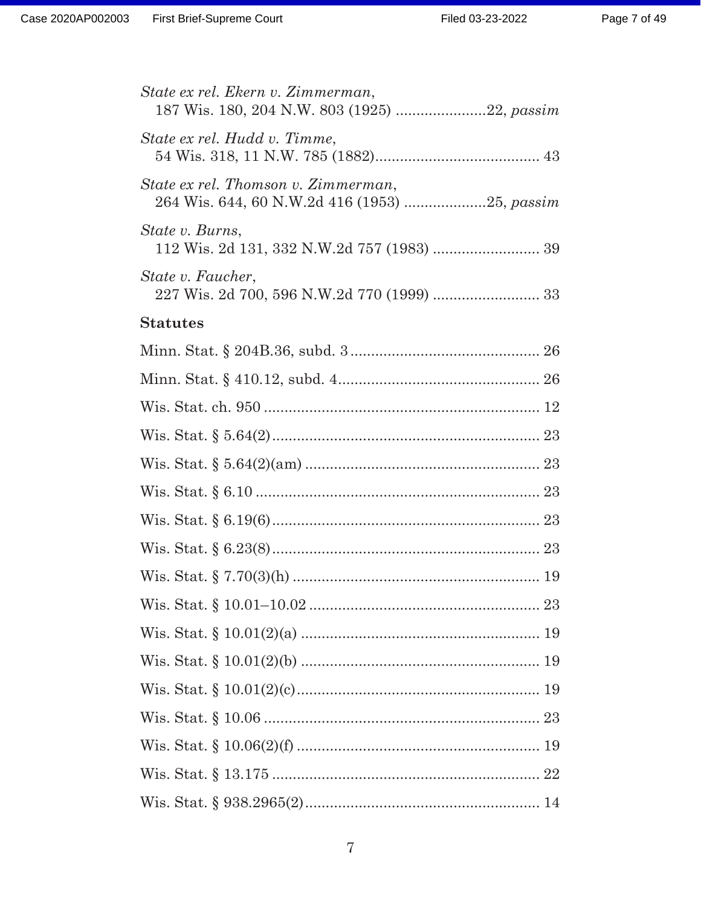*State ex rel. Ekern v. Zimmerman*,
187 Wis. 180, 204 N.W. 803 (1925) ......................22, *passim*

*State ex rel. Hudd v. Timme*,
54 Wis. 318, 11 N.W. 785 (1882)........................................ 43

*State ex rel. Thomson v. Zimmerman*,
264 Wis. 644, 60 N.W.2d 416 (1953) ....................25, *passim*

*State v. Burns*,
112 Wis. 2d 131, 332 N.W.2d 757 (1983) .......................... 39

*State v. Faucher*,
227 Wis. 2d 700, 596 N.W.2d 770 (1999) .......................... 33

**Statutes**

Minn. Stat. § 204B.36, subd. 3 .............................................. 26

Minn. Stat. § 410.12, subd. 4................................................. 26

Wis. Stat. ch. 950 .................................................................. 12

Wis. Stat. § 5.64(2)................................................................ 23

Wis. Stat. § 5.64(2)(am) ........................................................ 23

Wis. Stat. § 6.10 .................................................................... 23

Wis. Stat. § 6.19(6)................................................................ 23

Wis. Stat. § 6.23(8)................................................................ 23

Wis. Stat. § 7.70(3)(h) ........................................................... 19

Wis. Stat. § 10.01–10.02 ....................................................... 23

Wis. Stat. § 10.01(2)(a) .......................................................... 19

Wis. Stat. § 10.01(2)(b) .......................................................... 19

Wis. Stat. § 10.01(2)(c)........................................................... 19

Wis. Stat. § 10.06 .................................................................. 23

Wis. Stat. § 10.06(2)(f) ........................................................... 19

Wis. Stat. § 13.175 ................................................................ 22

Wis. Stat. § 938.2965(2)......................................................... 14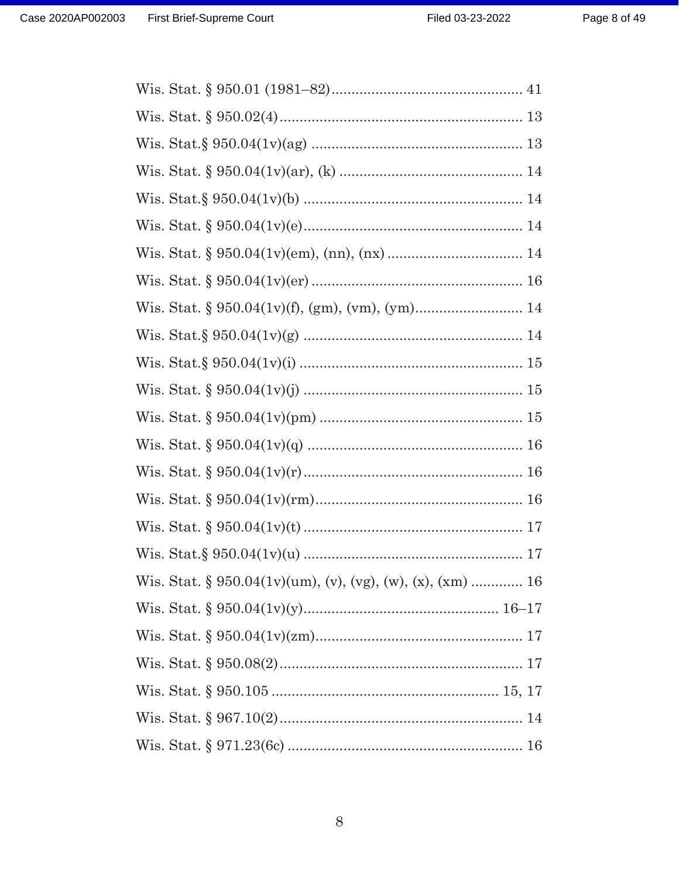Wis. Stat. § 950.01 (1981–82)................................................ 41

Wis. Stat. § 950.02(4)............................................................ 13

Wis. Stat.§ 950.04(1v)(ag) .................................................... 13

Wis. Stat. § 950.04(1v)(ar), (k) ............................................. 14

Wis. Stat.§ 950.04(1v)(b) ...................................................... 14

Wis. Stat. § 950.04(1v)(e)...................................................... 14

Wis. Stat. § 950.04(1v)(em), (nn), (nx) ................................. 14

Wis. Stat. § 950.04(1v)(er) .................................................... 16

Wis. Stat. § 950.04(1v)(f), (gm), (vm), (ym).......................... 14

Wis. Stat.§ 950.04(1v)(g) ...................................................... 14

Wis. Stat.§ 950.04(1v)(i) ....................................................... 15

Wis. Stat. § 950.04(1v)(j) ...................................................... 15

Wis. Stat. § 950.04(1v)(pm) .................................................. 15

Wis. Stat. § 950.04(1v)(q) ..................................................... 16

Wis. Stat. § 950.04(1v)(r)...................................................... 16

Wis. Stat. § 950.04(1v)(rm)................................................... 16

Wis. Stat. § 950.04(1v)(t) ...................................................... 17

Wis. Stat.§ 950.04(1v)(u) ...................................................... 17

Wis. Stat. § 950.04(1v)(um), (v), (vg), (w), (x), (xm) ............ 16

Wis. Stat. § 950.04(1v)(y)................................................ 16–17

Wis. Stat. § 950.04(1v)(zm)................................................... 17

Wis. Stat. § 950.08(2)............................................................ 17

Wis. Stat. § 950.105 ........................................................ 15, 17

Wis. Stat. § 967.10(2)............................................................ 14

Wis. Stat. § 971.23(6c) .......................................................... 16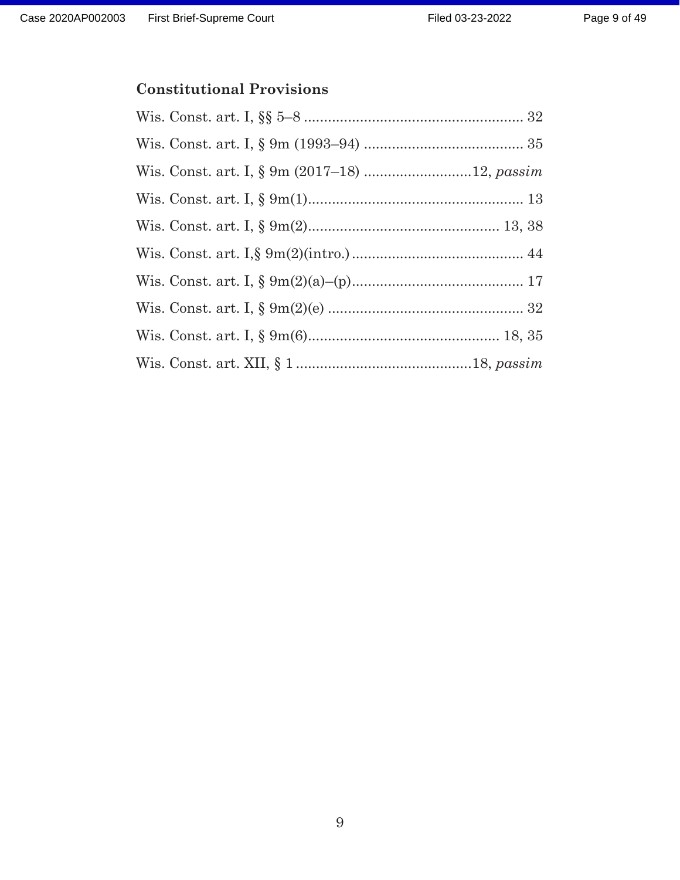### Constitutional Provisions

Wis. Const. art. I, §§ 5–8 ....................................................... 32

Wis. Const. art. I, § 9m (1993–94) ........................................ 35

Wis. Const. art. I, § 9m (2017–18) ...........................12, *passim*

Wis. Const. art. I, § 9m(1)...................................................... 13

Wis. Const. art. I, § 9m(2)................................................ 13, 38

Wis. Const. art. I,§ 9m(2)(intro.) ........................................... 44

Wis. Const. art. I, § 9m(2)(a)–(p)........................................... 17

Wis. Const. art. I, § 9m(2)(e) ................................................. 32

Wis. Const. art. I, § 9m(6)................................................ 18, 35

Wis. Const. art. XII, § 1 ............................................18, *passim*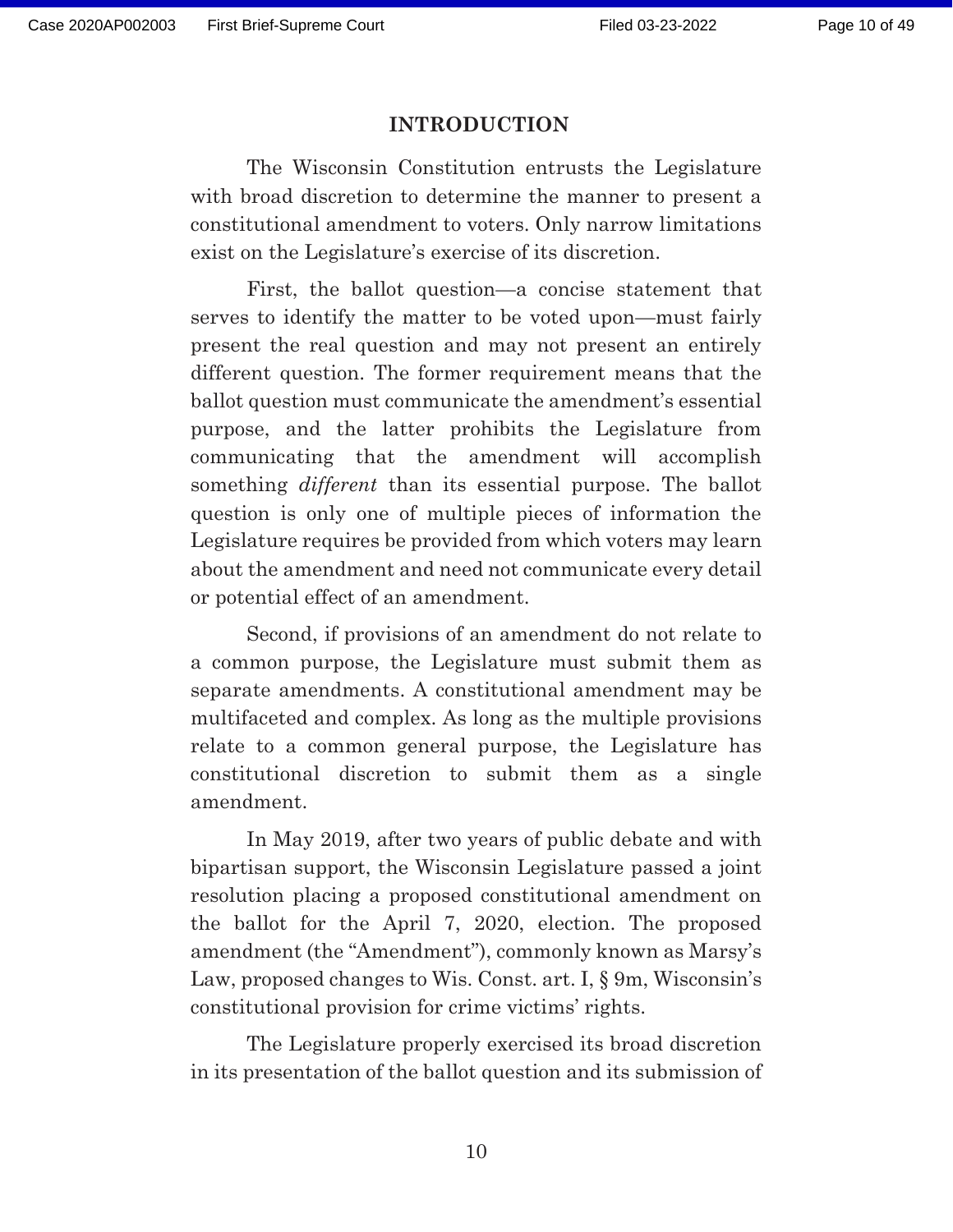## INTRODUCTION

The Wisconsin Constitution entrusts the Legislature with broad discretion to determine the manner to present a constitutional amendment to voters. Only narrow limitations exist on the Legislature's exercise of its discretion.

First, the ballot question—a concise statement that serves to identify the matter to be voted upon—must fairly present the real question and may not present an entirely different question. The former requirement means that the ballot question must communicate the amendment's essential purpose, and the latter prohibits the Legislature from communicating that the amendment will accomplish something *different* than its essential purpose. The ballot question is only one of multiple pieces of information the Legislature requires be provided from which voters may learn about the amendment and need not communicate every detail or potential effect of an amendment.

Second, if provisions of an amendment do not relate to a common purpose, the Legislature must submit them as separate amendments. A constitutional amendment may be multifaceted and complex. As long as the multiple provisions relate to a common general purpose, the Legislature has constitutional discretion to submit them as a single amendment.

In May 2019, after two years of public debate and with bipartisan support, the Wisconsin Legislature passed a joint resolution placing a proposed constitutional amendment on the ballot for the April 7, 2020, election. The proposed amendment (the "Amendment"), commonly known as Marsy's Law, proposed changes to Wis. Const. art. I, § 9m, Wisconsin's constitutional provision for crime victims' rights.

The Legislature properly exercised its broad discretion in its presentation of the ballot question and its submission of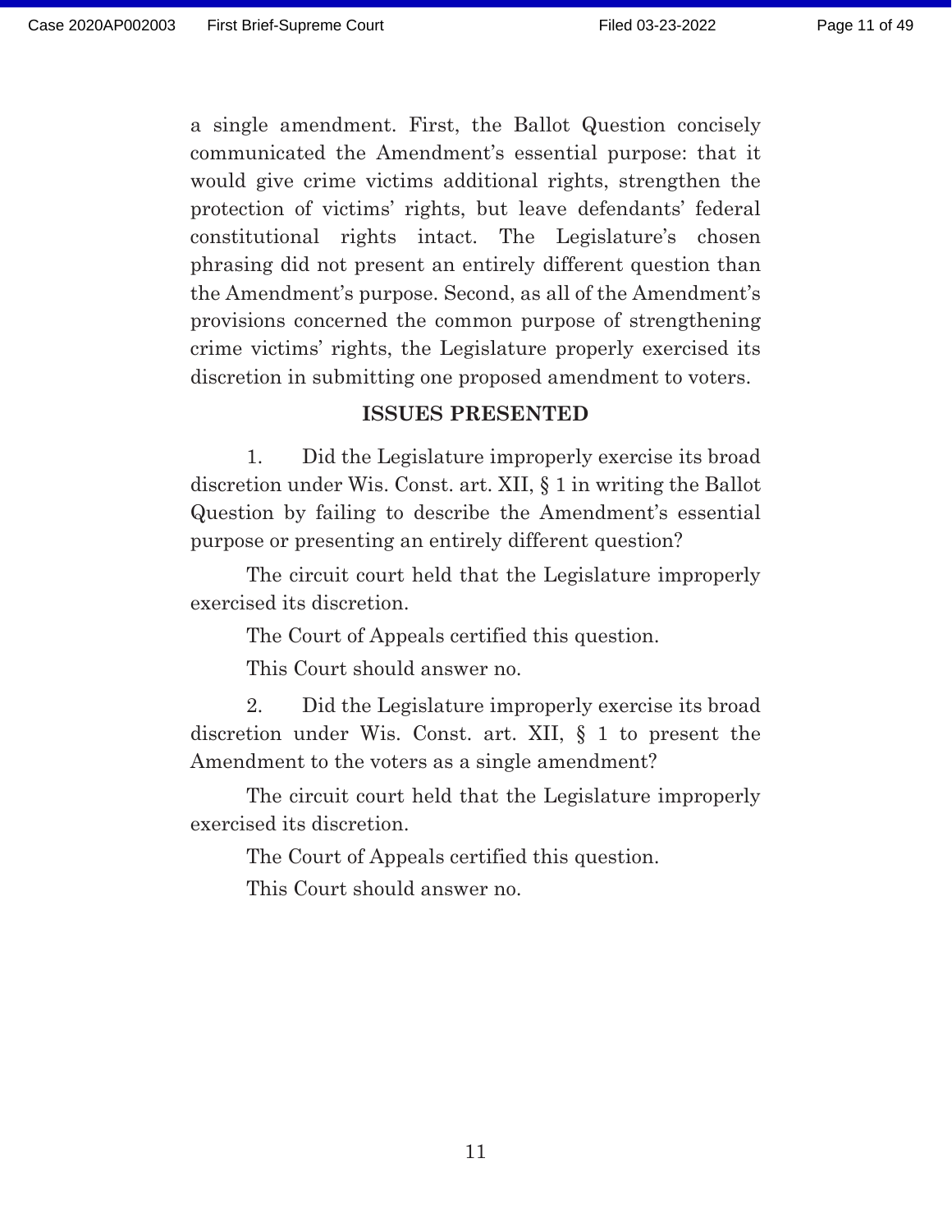a single amendment. First, the Ballot Question concisely communicated the Amendment's essential purpose: that it would give crime victims additional rights, strengthen the protection of victims' rights, but leave defendants' federal constitutional rights intact. The Legislature's chosen phrasing did not present an entirely different question than the Amendment's purpose. Second, as all of the Amendment's provisions concerned the common purpose of strengthening crime victims' rights, the Legislature properly exercised its discretion in submitting one proposed amendment to voters.

## ISSUES PRESENTED

1. Did the Legislature improperly exercise its broad discretion under Wis. Const. art. XII, § 1 in writing the Ballot Question by failing to describe the Amendment's essential purpose or presenting an entirely different question?

The circuit court held that the Legislature improperly exercised its discretion.

The Court of Appeals certified this question.

This Court should answer no.

2. Did the Legislature improperly exercise its broad discretion under Wis. Const. art. XII, § 1 to present the Amendment to the voters as a single amendment?

The circuit court held that the Legislature improperly exercised its discretion.

The Court of Appeals certified this question.

This Court should answer no.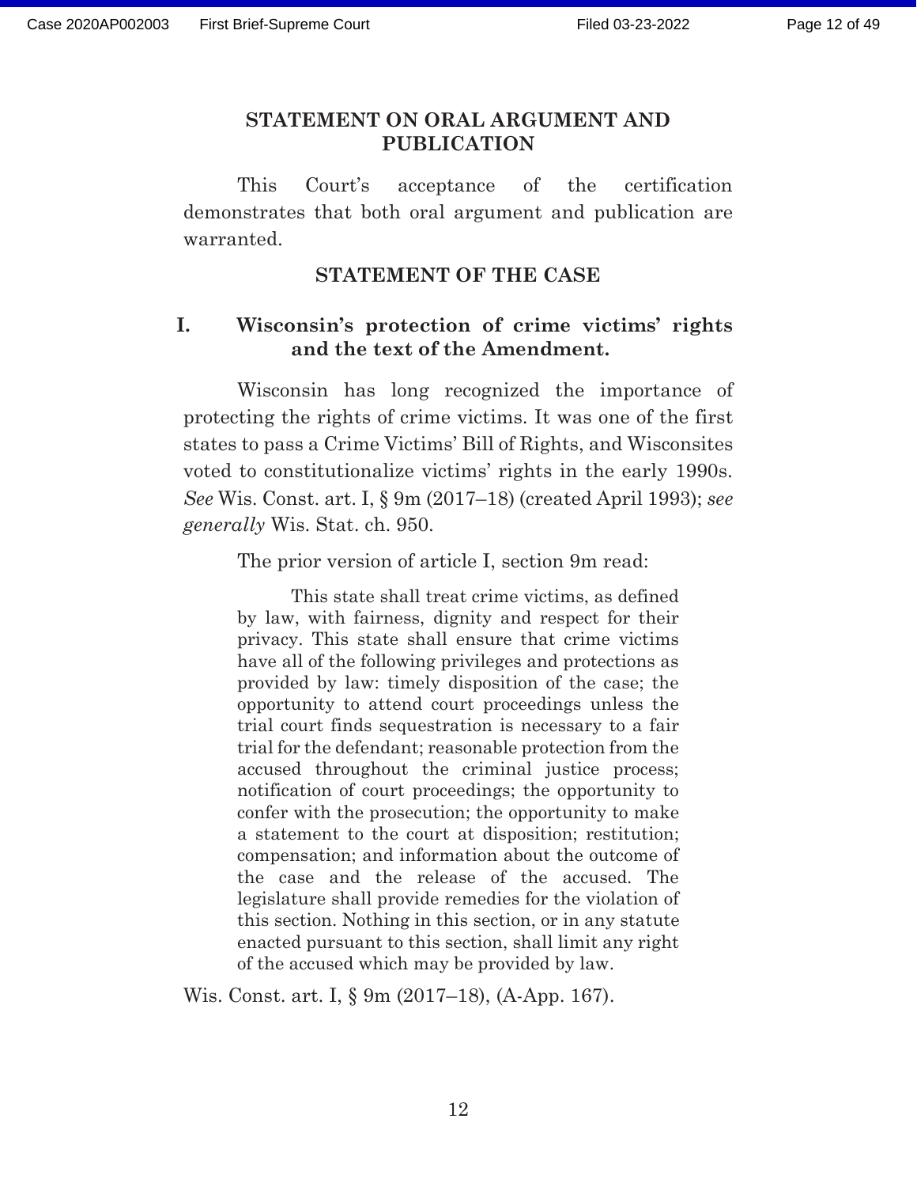## STATEMENT ON ORAL ARGUMENT AND PUBLICATION

This Court's acceptance of the certification demonstrates that both oral argument and publication are warranted.

## STATEMENT OF THE CASE

### I. Wisconsin's protection of crime victims' rights and the text of the Amendment.

Wisconsin has long recognized the importance of protecting the rights of crime victims. It was one of the first states to pass a Crime Victims' Bill of Rights, and Wisconsites voted to constitutionalize victims' rights in the early 1990s. *See* Wis. Const. art. I, § 9m (2017–18) (created April 1993); *see generally* Wis. Stat. ch. 950.

The prior version of article I, section 9m read:

> This state shall treat crime victims, as defined by law, with fairness, dignity and respect for their privacy. This state shall ensure that crime victims have all of the following privileges and protections as provided by law: timely disposition of the case; the opportunity to attend court proceedings unless the trial court finds sequestration is necessary to a fair trial for the defendant; reasonable protection from the accused throughout the criminal justice process; notification of court proceedings; the opportunity to confer with the prosecution; the opportunity to make a statement to the court at disposition; restitution; compensation; and information about the outcome of the case and the release of the accused. The legislature shall provide remedies for the violation of this section. Nothing in this section, or in any statute enacted pursuant to this section, shall limit any right of the accused which may be provided by law.

Wis. Const. art. I, § 9m (2017–18), (A-App. 167).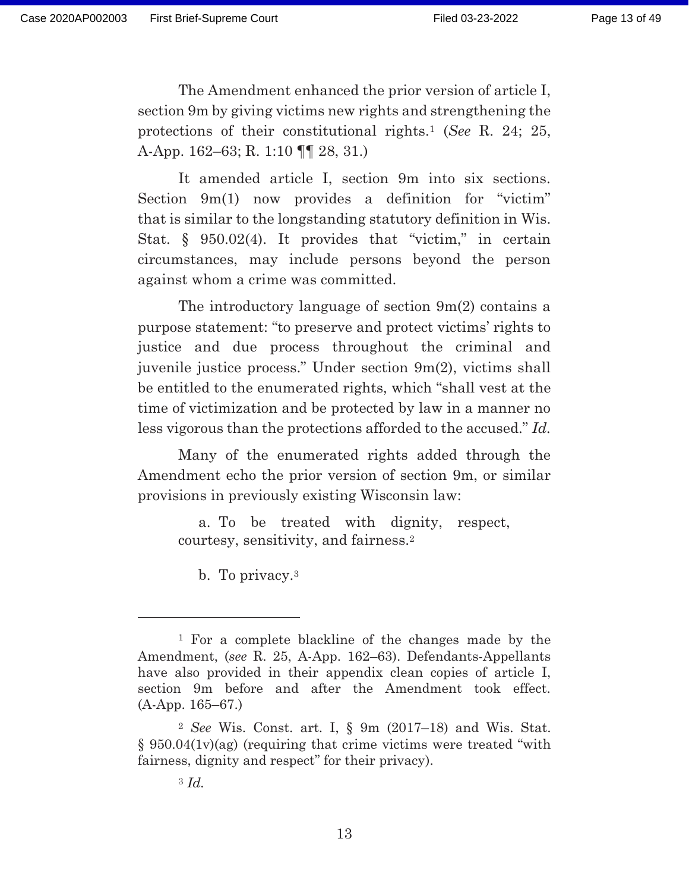The Amendment enhanced the prior version of article I, section 9m by giving victims new rights and strengthening the protections of their constitutional rights.[1] (*See* R. 24; 25, A-App. 162–63; R. 1:10 ¶¶ 28, 31.)

It amended article I, section 9m into six sections. Section 9m(1) now provides a definition for "victim" that is similar to the longstanding statutory definition in Wis. Stat. § 950.02(4). It provides that "victim," in certain circumstances, may include persons beyond the person against whom a crime was committed.

The introductory language of section 9m(2) contains a purpose statement: "to preserve and protect victims' rights to justice and due process throughout the criminal and juvenile justice process." Under section 9m(2), victims shall be entitled to the enumerated rights, which "shall vest at the time of victimization and be protected by law in a manner no less vigorous than the protections afforded to the accused." *Id.*

Many of the enumerated rights added through the Amendment echo the prior version of section 9m, or similar provisions in previously existing Wisconsin law:

> a. To be treated with dignity, respect, courtesy, sensitivity, and fairness.[2]
>
> b. To privacy.[3]

---

[1] For a complete blackline of the changes made by the Amendment, (*see* R. 25, A-App. 162–63). Defendants-Appellants have also provided in their appendix clean copies of article I, section 9m before and after the Amendment took effect. (A-App. 165–67.)

[2] *See* Wis. Const. art. I, § 9m (2017–18) and Wis. Stat. § 950.04(1v)(ag) (requiring that crime victims were treated "with fairness, dignity and respect" for their privacy).

[3] *Id.*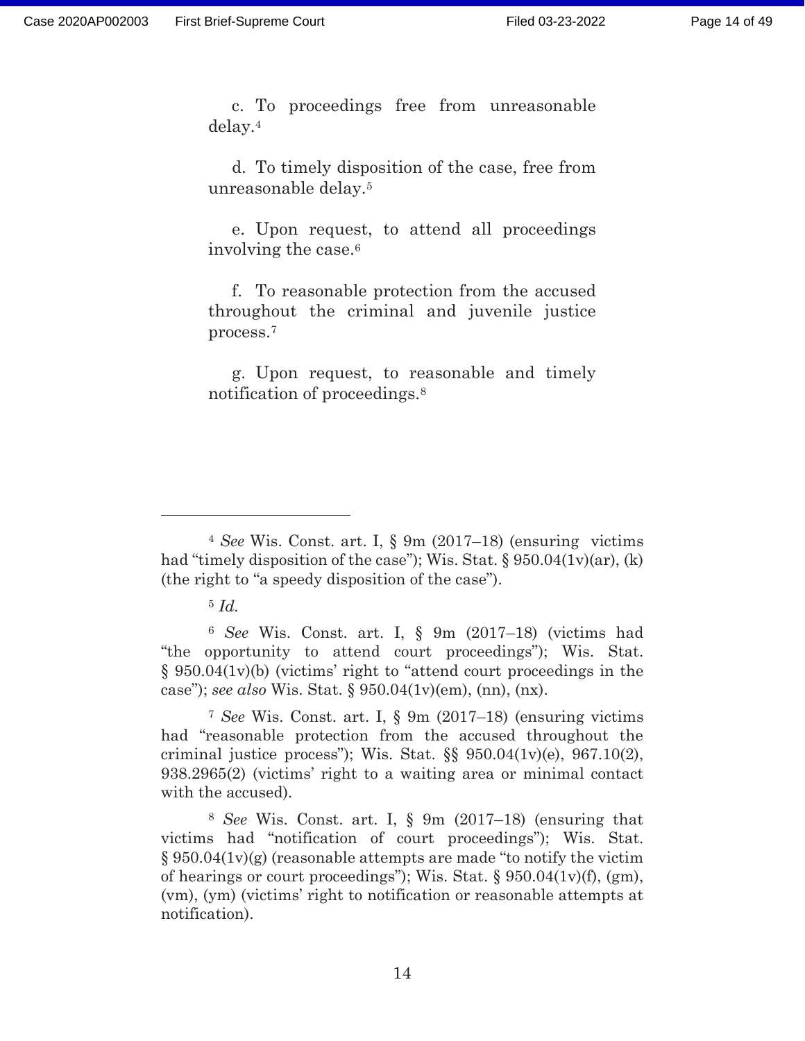c. To proceedings free from unreasonable delay.[4]

d. To timely disposition of the case, free from unreasonable delay.[5]

e. Upon request, to attend all proceedings involving the case.[6]

f. To reasonable protection from the accused throughout the criminal and juvenile justice process.[7]

g. Upon request, to reasonable and timely notification of proceedings.[8]

---

[4] *See* Wis. Const. art. I, § 9m (2017–18) (ensuring victims had "timely disposition of the case"); Wis. Stat. § 950.04(1v)(ar), (k) (the right to "a speedy disposition of the case").

[5] *Id.*

[6] *See* Wis. Const. art. I, § 9m (2017–18) (victims had "the opportunity to attend court proceedings"); Wis. Stat. § 950.04(1v)(b) (victims' right to "attend court proceedings in the case"); *see also* Wis. Stat. § 950.04(1v)(em), (nn), (nx).

[7] *See* Wis. Const. art. I, § 9m (2017–18) (ensuring victims had "reasonable protection from the accused throughout the criminal justice process"); Wis. Stat. §§ 950.04(1v)(e), 967.10(2), 938.2965(2) (victims' right to a waiting area or minimal contact with the accused).

[8] *See* Wis. Const. art. I, § 9m (2017–18) (ensuring that victims had "notification of court proceedings"); Wis. Stat. § 950.04(1v)(g) (reasonable attempts are made "to notify the victim of hearings or court proceedings"); Wis. Stat. § 950.04(1v)(f), (gm), (vm), (ym) (victims' right to notification or reasonable attempts at notification).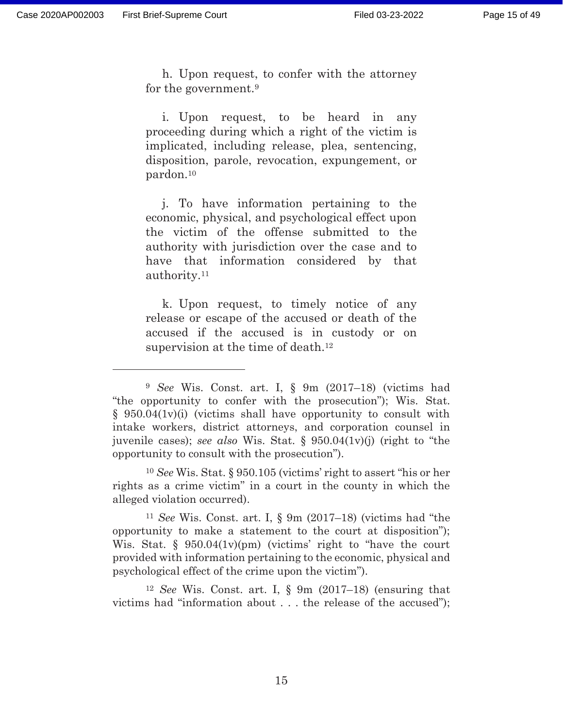h. Upon request, to confer with the attorney for the government.[9]

i. Upon request, to be heard in any proceeding during which a right of the victim is implicated, including release, plea, sentencing, disposition, parole, revocation, expungement, or pardon.[10]

j. To have information pertaining to the economic, physical, and psychological effect upon the victim of the offense submitted to the authority with jurisdiction over the case and to have that information considered by that authority.[11]

k. Upon request, to timely notice of any release or escape of the accused or death of the accused if the accused is in custody or on supervision at the time of death.[12]

---

[9] *See* Wis. Const. art. I, § 9m (2017–18) (victims had "the opportunity to confer with the prosecution"); Wis. Stat. § 950.04(1v)(i) (victims shall have opportunity to consult with intake workers, district attorneys, and corporation counsel in juvenile cases); *see also* Wis. Stat. § 950.04(1v)(j) (right to "the opportunity to consult with the prosecution").

[10] *See* Wis. Stat. § 950.105 (victims' right to assert "his or her rights as a crime victim" in a court in the county in which the alleged violation occurred).

[11] *See* Wis. Const. art. I, § 9m (2017–18) (victims had "the opportunity to make a statement to the court at disposition"); Wis. Stat. § 950.04(1v)(pm) (victims' right to "have the court provided with information pertaining to the economic, physical and psychological effect of the crime upon the victim").

[12] *See* Wis. Const. art. I, § 9m (2017–18) (ensuring that victims had "information about . . . the release of the accused");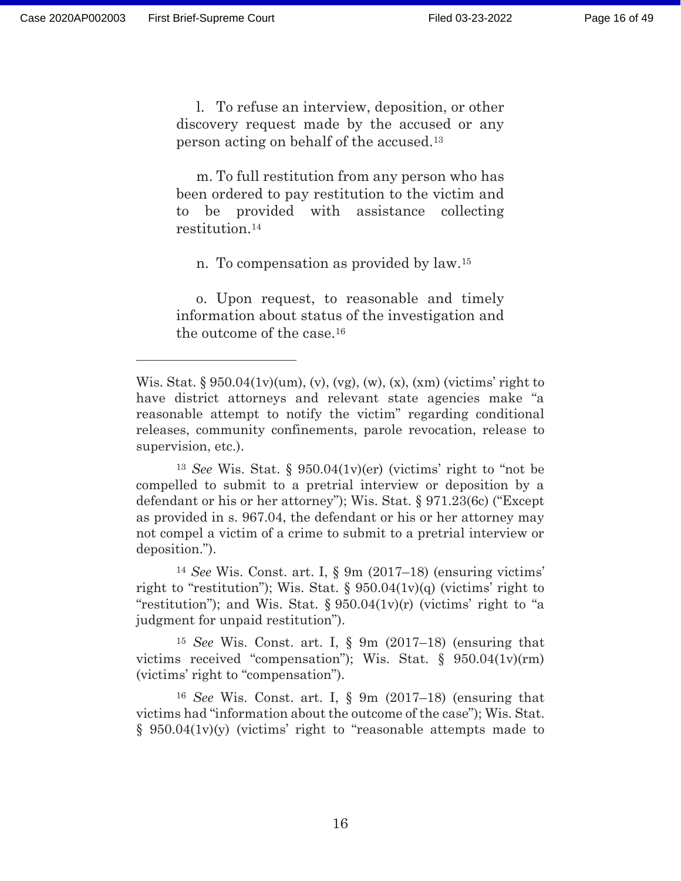l. To refuse an interview, deposition, or other discovery request made by the accused or any person acting on behalf of the accused.[13]

m. To full restitution from any person who has been ordered to pay restitution to the victim and to be provided with assistance collecting restitution.[14]

n. To compensation as provided by law.[15]

o. Upon request, to reasonable and timely information about status of the investigation and the outcome of the case.[16]

---

Wis. Stat. § 950.04(1v)(um), (v), (vg), (w), (x), (xm) (victims' right to have district attorneys and relevant state agencies make "a reasonable attempt to notify the victim" regarding conditional releases, community confinements, parole revocation, release to supervision, etc.).

[13] *See* Wis. Stat. § 950.04(1v)(er) (victims' right to "not be compelled to submit to a pretrial interview or deposition by a defendant or his or her attorney"); Wis. Stat. § 971.23(6c) ("Except as provided in s. 967.04, the defendant or his or her attorney may not compel a victim of a crime to submit to a pretrial interview or deposition.").

[14] *See* Wis. Const. art. I, § 9m (2017–18) (ensuring victims' right to "restitution"); Wis. Stat. § 950.04(1v)(q) (victims' right to "restitution"); and Wis. Stat. § 950.04(1v)(r) (victims' right to "a judgment for unpaid restitution").

[15] *See* Wis. Const. art. I, § 9m (2017–18) (ensuring that victims received "compensation"); Wis. Stat. § 950.04(1v)(rm) (victims' right to "compensation").

[16] *See* Wis. Const. art. I, § 9m (2017–18) (ensuring that victims had "information about the outcome of the case"); Wis. Stat. § 950.04(1v)(y) (victims' right to "reasonable attempts made to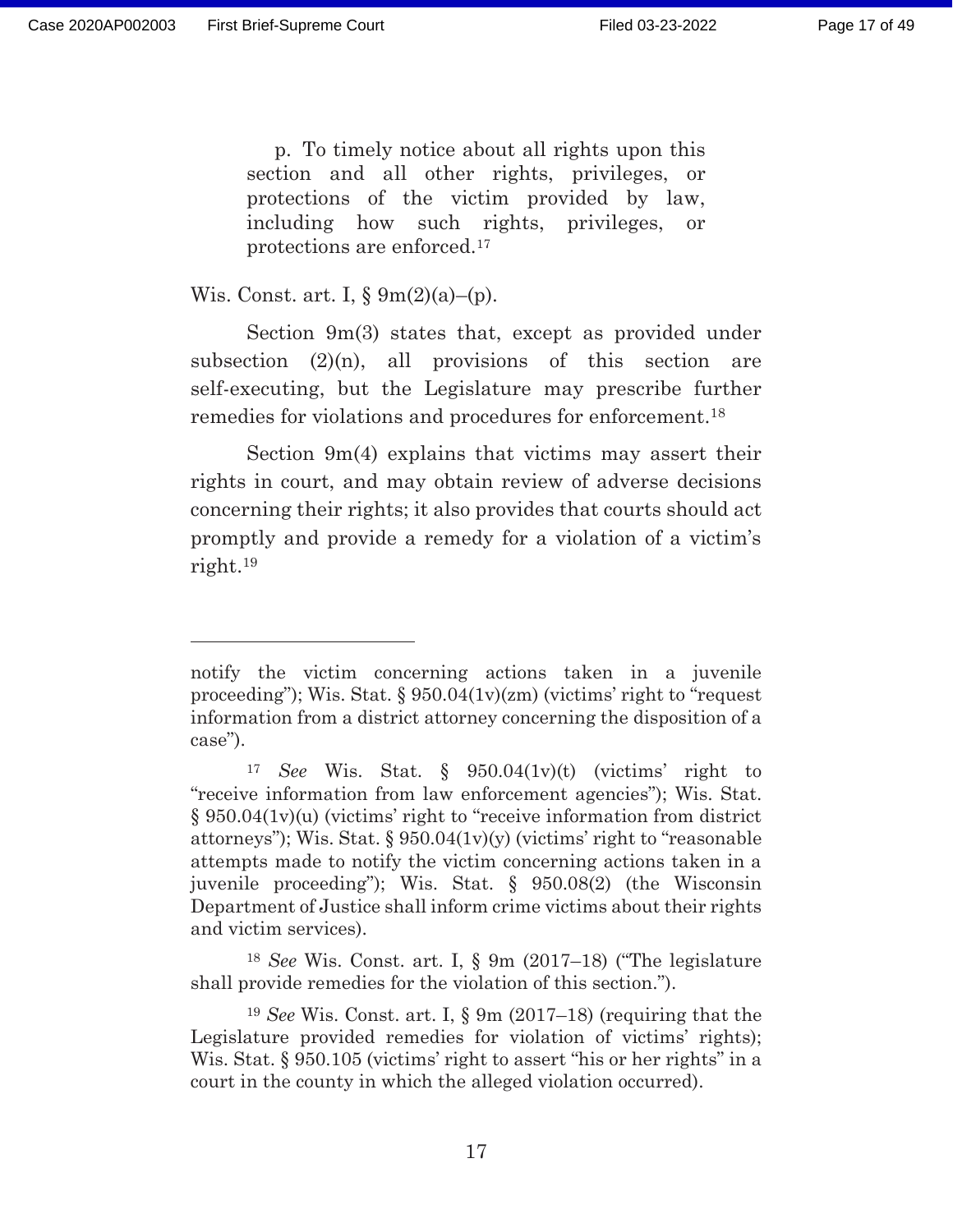> p. To timely notice about all rights upon this section and all other rights, privileges, or protections of the victim provided by law, including how such rights, privileges, or protections are enforced.[17]

Wis. Const. art. I, § 9m(2)(a)–(p).

Section 9m(3) states that, except as provided under subsection (2)(n), all provisions of this section are self-executing, but the Legislature may prescribe further remedies for violations and procedures for enforcement.[18]

Section 9m(4) explains that victims may assert their rights in court, and may obtain review of adverse decisions concerning their rights; it also provides that courts should act promptly and provide a remedy for a violation of a victim's right.[19]

---

notify the victim concerning actions taken in a juvenile proceeding"); Wis. Stat. § 950.04(1v)(zm) (victims' right to "request information from a district attorney concerning the disposition of a case").

[17] *See* Wis. Stat. § 950.04(1v)(t) (victims' right to "receive information from law enforcement agencies"); Wis. Stat. § 950.04(1v)(u) (victims' right to "receive information from district attorneys"); Wis. Stat. § 950.04(1v)(y) (victims' right to "reasonable attempts made to notify the victim concerning actions taken in a juvenile proceeding"); Wis. Stat. § 950.08(2) (the Wisconsin Department of Justice shall inform crime victims about their rights and victim services).

[18] *See* Wis. Const. art. I, § 9m (2017–18) ("The legislature shall provide remedies for the violation of this section.").

[19] *See* Wis. Const. art. I, § 9m (2017–18) (requiring that the Legislature provided remedies for violation of victims' rights); Wis. Stat. § 950.105 (victims' right to assert "his or her rights" in a court in the county in which the alleged violation occurred).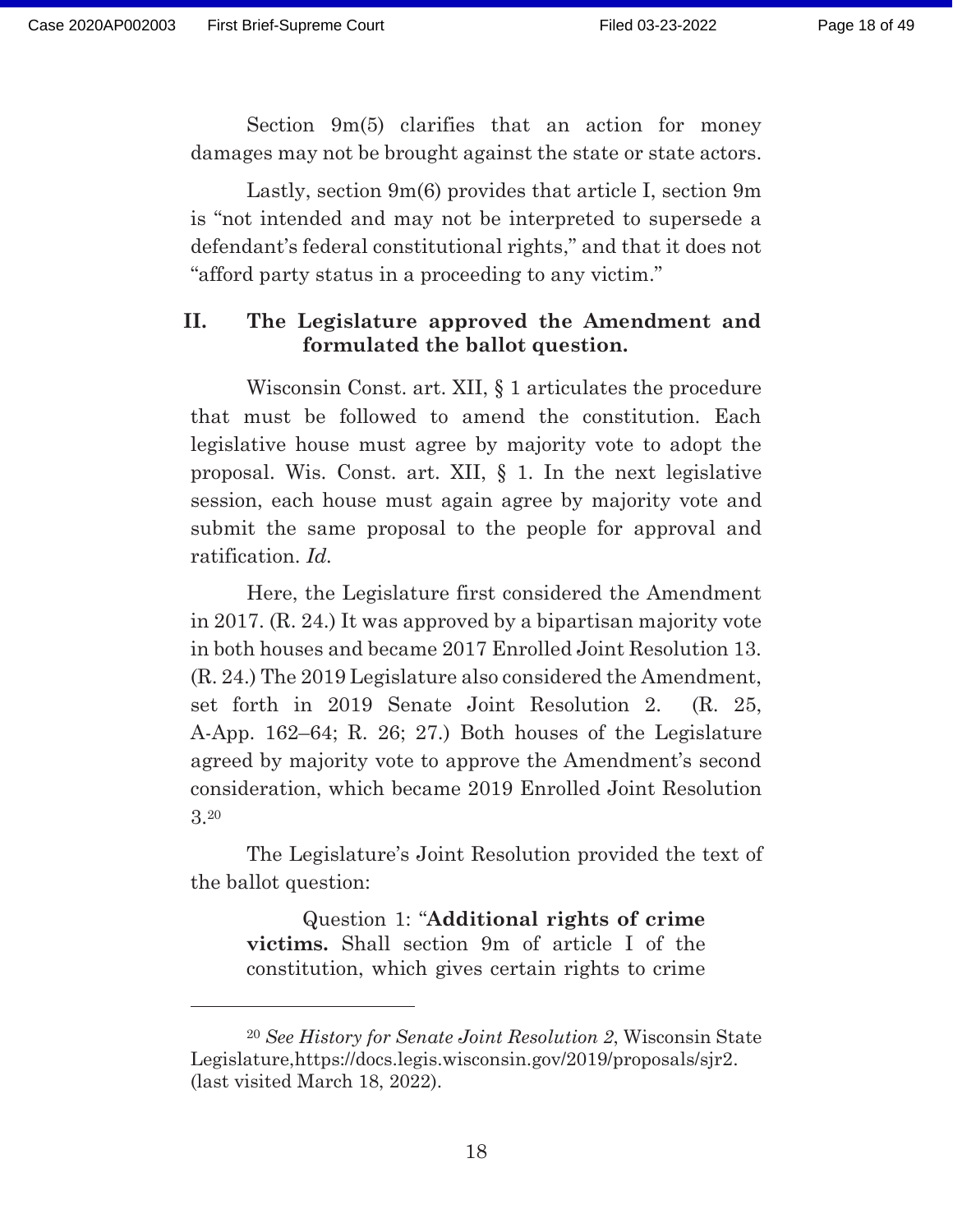Section 9m(5) clarifies that an action for money damages may not be brought against the state or state actors.

Lastly, section 9m(6) provides that article I, section 9m is "not intended and may not be interpreted to supersede a defendant's federal constitutional rights," and that it does not "afford party status in a proceeding to any victim."

## II. The Legislature approved the Amendment and formulated the ballot question.

Wisconsin Const. art. XII, § 1 articulates the procedure that must be followed to amend the constitution. Each legislative house must agree by majority vote to adopt the proposal. Wis. Const. art. XII, § 1. In the next legislative session, each house must again agree by majority vote and submit the same proposal to the people for approval and ratification. *Id.*

Here, the Legislature first considered the Amendment in 2017. (R. 24.) It was approved by a bipartisan majority vote in both houses and became 2017 Enrolled Joint Resolution 13. (R. 24.) The 2019 Legislature also considered the Amendment, set forth in 2019 Senate Joint Resolution 2. (R. 25, A-App. 162–64; R. 26; 27.) Both houses of the Legislature agreed by majority vote to approve the Amendment's second consideration, which became 2019 Enrolled Joint Resolution 3.[20]

The Legislature's Joint Resolution provided the text of the ballot question:

> Question 1: "**Additional rights of crime victims.** Shall section 9m of article I of the constitution, which gives certain rights to crime

---

[20] *See History for Senate Joint Resolution 2*, Wisconsin State Legislature,https://docs.legis.wisconsin.gov/2019/proposals/sjr2. (last visited March 18, 2022).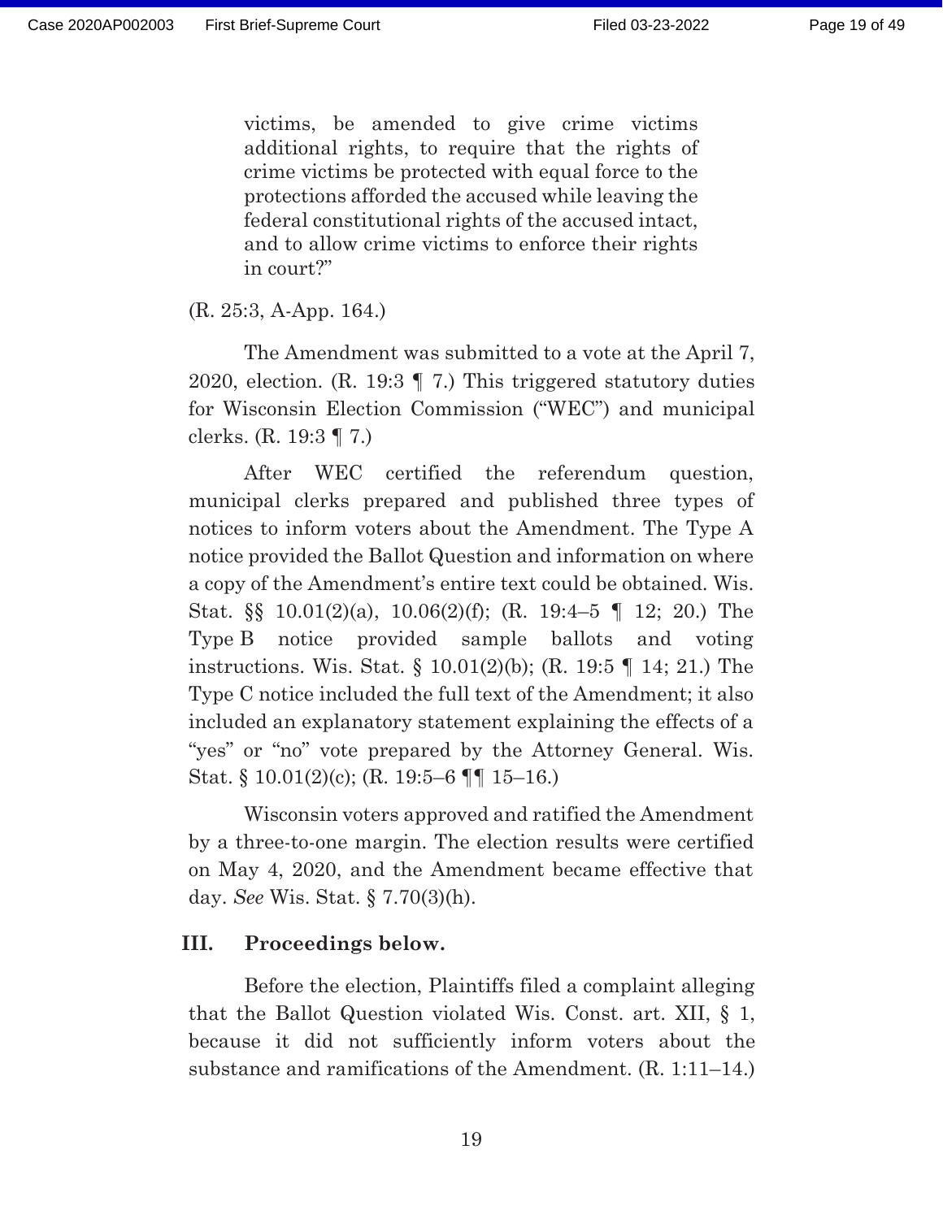> victims, be amended to give crime victims additional rights, to require that the rights of crime victims be protected with equal force to the protections afforded the accused while leaving the federal constitutional rights of the accused intact, and to allow crime victims to enforce their rights in court?"

(R. 25:3, A-App. 164.)

The Amendment was submitted to a vote at the April 7, 2020, election. (R. 19:3 ¶ 7.) This triggered statutory duties for Wisconsin Election Commission ("WEC") and municipal clerks. (R. 19:3 ¶ 7.)

After WEC certified the referendum question, municipal clerks prepared and published three types of notices to inform voters about the Amendment. The Type A notice provided the Ballot Question and information on where a copy of the Amendment's entire text could be obtained. Wis. Stat. §§ 10.01(2)(a), 10.06(2)(f); (R. 19:4–5 ¶ 12; 20.) The Type B notice provided sample ballots and voting instructions. Wis. Stat. § 10.01(2)(b); (R. 19:5 ¶ 14; 21.) The Type C notice included the full text of the Amendment; it also included an explanatory statement explaining the effects of a "yes" or "no" vote prepared by the Attorney General. Wis. Stat. § 10.01(2)(c); (R. 19:5–6 ¶¶ 15–16.)

Wisconsin voters approved and ratified the Amendment by a three-to-one margin. The election results were certified on May 4, 2020, and the Amendment became effective that day. *See* Wis. Stat. § 7.70(3)(h).

### III. Proceedings below.

Before the election, Plaintiffs filed a complaint alleging that the Ballot Question violated Wis. Const. art. XII, § 1, because it did not sufficiently inform voters about the substance and ramifications of the Amendment. (R. 1:11–14.)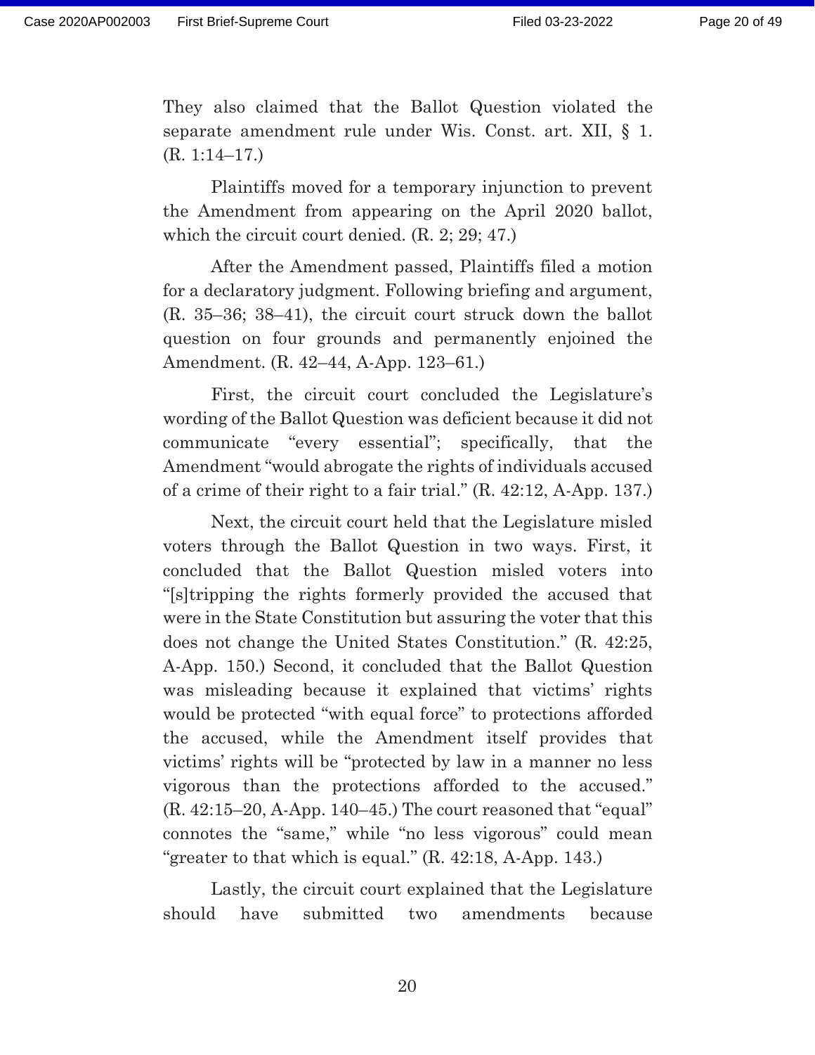They also claimed that the Ballot Question violated the separate amendment rule under Wis. Const. art. XII, § 1. (R. 1:14–17.)

Plaintiffs moved for a temporary injunction to prevent the Amendment from appearing on the April 2020 ballot, which the circuit court denied. (R. 2; 29; 47.)

After the Amendment passed, Plaintiffs filed a motion for a declaratory judgment. Following briefing and argument, (R. 35–36; 38–41), the circuit court struck down the ballot question on four grounds and permanently enjoined the Amendment. (R. 42–44, A-App. 123–61.)

First, the circuit court concluded the Legislature's wording of the Ballot Question was deficient because it did not communicate "every essential"; specifically, that the Amendment "would abrogate the rights of individuals accused of a crime of their right to a fair trial." (R. 42:12, A-App. 137.)

Next, the circuit court held that the Legislature misled voters through the Ballot Question in two ways. First, it concluded that the Ballot Question misled voters into "[s]tripping the rights formerly provided the accused that were in the State Constitution but assuring the voter that this does not change the United States Constitution." (R. 42:25, A-App. 150.) Second, it concluded that the Ballot Question was misleading because it explained that victims' rights would be protected "with equal force" to protections afforded the accused, while the Amendment itself provides that victims' rights will be "protected by law in a manner no less vigorous than the protections afforded to the accused." (R. 42:15–20, A-App. 140–45.) The court reasoned that "equal" connotes the "same," while "no less vigorous" could mean "greater to that which is equal." (R. 42:18, A-App. 143.)

Lastly, the circuit court explained that the Legislature should have submitted two amendments because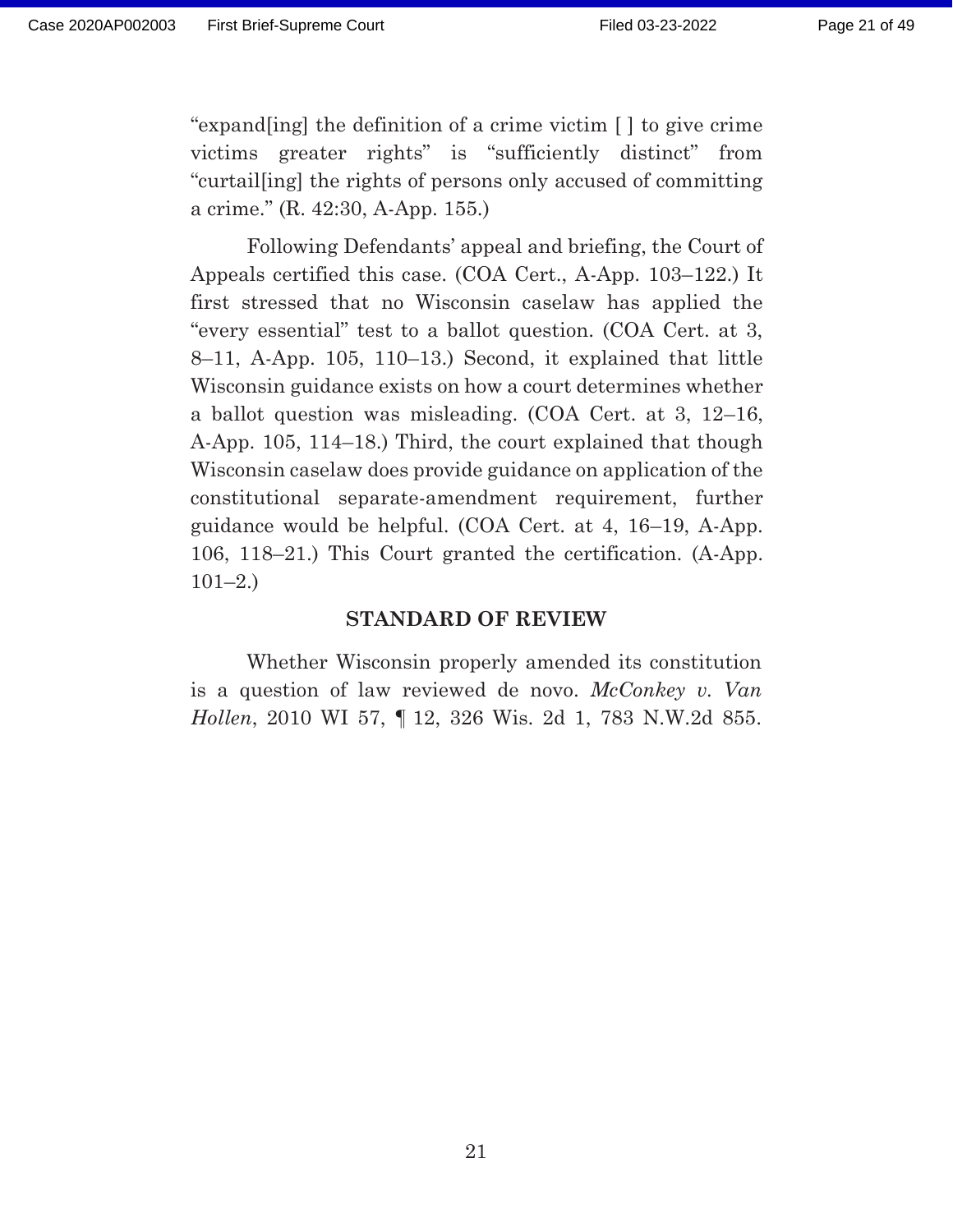"expand[ing] the definition of a crime victim [ ] to give crime victims greater rights" is "sufficiently distinct" from "curtail[ing] the rights of persons only accused of committing a crime." (R. 42:30, A-App. 155.)

Following Defendants' appeal and briefing, the Court of Appeals certified this case. (COA Cert., A-App. 103–122.) It first stressed that no Wisconsin caselaw has applied the "every essential" test to a ballot question. (COA Cert. at 3, 8–11, A-App. 105, 110–13.) Second, it explained that little Wisconsin guidance exists on how a court determines whether a ballot question was misleading. (COA Cert. at 3, 12–16, A-App. 105, 114–18.) Third, the court explained that though Wisconsin caselaw does provide guidance on application of the constitutional separate-amendment requirement, further guidance would be helpful. (COA Cert. at 4, 16–19, A-App. 106, 118–21.) This Court granted the certification. (A-App. 101–2.)

## STANDARD OF REVIEW

Whether Wisconsin properly amended its constitution is a question of law reviewed de novo. *McConkey v. Van Hollen*, 2010 WI 57, ¶ 12, 326 Wis. 2d 1, 783 N.W.2d 855.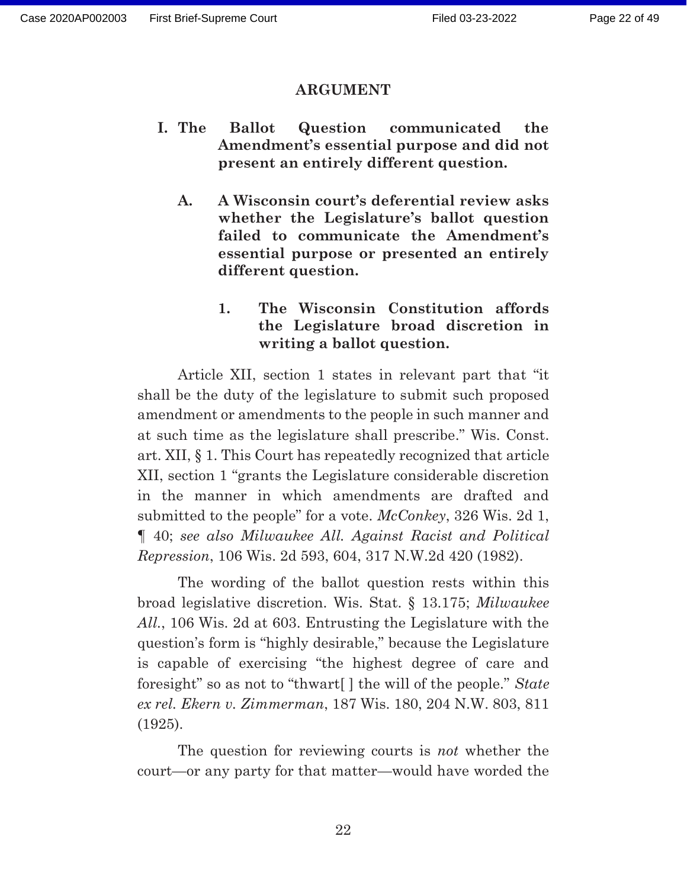# ARGUMENT

## I. The Ballot Question communicated the Amendment's essential purpose and did not present an entirely different question.

### A. A Wisconsin court's deferential review asks whether the Legislature's ballot question failed to communicate the Amendment's essential purpose or presented an entirely different question.

#### 1. The Wisconsin Constitution affords the Legislature broad discretion in writing a ballot question.

Article XII, section 1 states in relevant part that "it shall be the duty of the legislature to submit such proposed amendment or amendments to the people in such manner and at such time as the legislature shall prescribe." Wis. Const. art. XII, § 1. This Court has repeatedly recognized that article XII, section 1 "grants the Legislature considerable discretion in the manner in which amendments are drafted and submitted to the people" for a vote. *McConkey*, 326 Wis. 2d 1, ¶ 40; *see also Milwaukee All. Against Racist and Political Repression*, 106 Wis. 2d 593, 604, 317 N.W.2d 420 (1982).

The wording of the ballot question rests within this broad legislative discretion. Wis. Stat. § 13.175; *Milwaukee All.*, 106 Wis. 2d at 603. Entrusting the Legislature with the question's form is "highly desirable," because the Legislature is capable of exercising "the highest degree of care and foresight" so as not to "thwart[ ] the will of the people." *State ex rel. Ekern v. Zimmerman*, 187 Wis. 180, 204 N.W. 803, 811 (1925).

The question for reviewing courts is *not* whether the court—or any party for that matter—would have worded the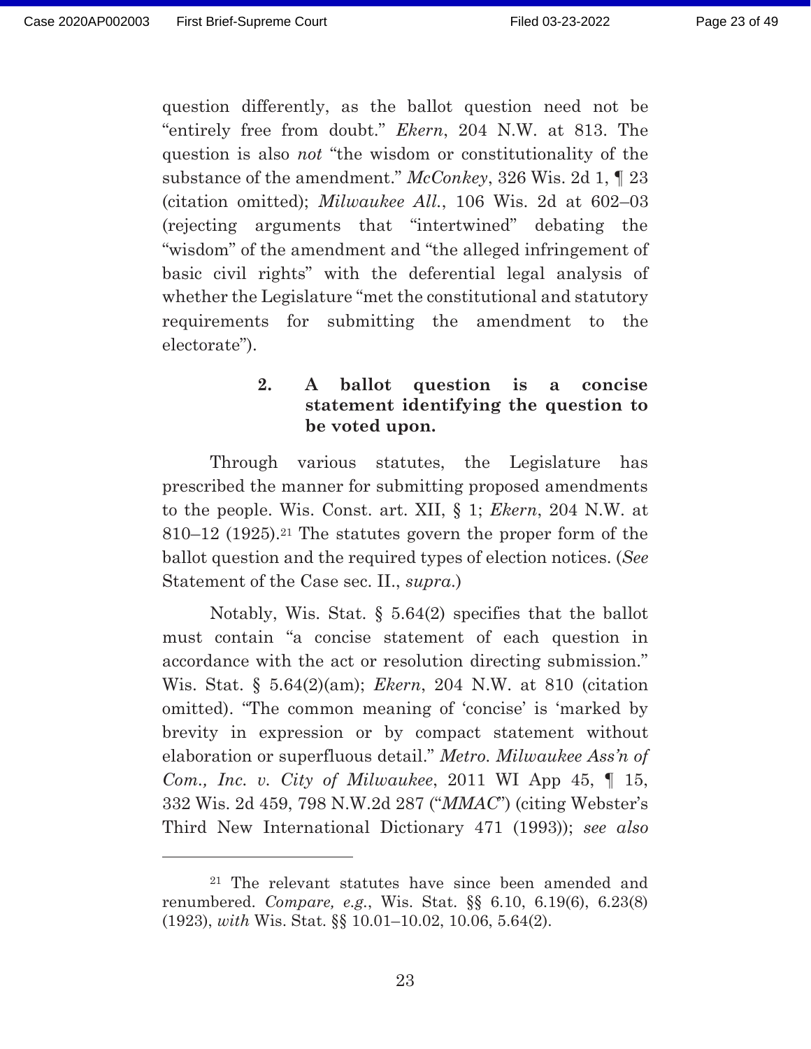question differently, as the ballot question need not be "entirely free from doubt." *Ekern*, 204 N.W. at 813. The question is also *not* "the wisdom or constitutionality of the substance of the amendment." *McConkey*, 326 Wis. 2d 1, ¶ 23 (citation omitted); *Milwaukee All.*, 106 Wis. 2d at 602–03 (rejecting arguments that "intertwined" debating the "wisdom" of the amendment and "the alleged infringement of basic civil rights" with the deferential legal analysis of whether the Legislature "met the constitutional and statutory requirements for submitting the amendment to the electorate").

#### 2. A ballot question is a concise statement identifying the question to be voted upon.

Through various statutes, the Legislature has prescribed the manner for submitting proposed amendments to the people. Wis. Const. art. XII, § 1; *Ekern*, 204 N.W. at 810–12 (1925).[21] The statutes govern the proper form of the ballot question and the required types of election notices. (*See* Statement of the Case sec. II., *supra*.)

Notably, Wis. Stat. § 5.64(2) specifies that the ballot must contain "a concise statement of each question in accordance with the act or resolution directing submission." Wis. Stat. § 5.64(2)(am); *Ekern*, 204 N.W. at 810 (citation omitted). "The common meaning of 'concise' is 'marked by brevity in expression or by compact statement without elaboration or superfluous detail." *Metro. Milwaukee Ass'n of Com., Inc. v. City of Milwaukee*, 2011 WI App 45, ¶ 15, 332 Wis. 2d 459, 798 N.W.2d 287 ("*MMAC*") (citing Webster's Third New International Dictionary 471 (1993)); *see also*

---

[21] The relevant statutes have since been amended and renumbered. *Compare, e.g.*, Wis. Stat. §§ 6.10, 6.19(6), 6.23(8) (1923), *with* Wis. Stat. §§ 10.01–10.02, 10.06, 5.64(2).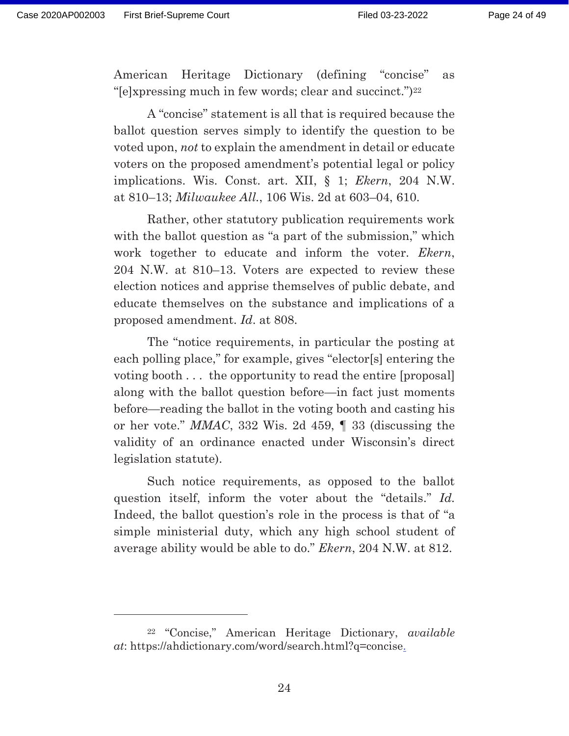American Heritage Dictionary (defining "concise" as "[e]xpressing much in few words; clear and succinct.")[22]

A "concise" statement is all that is required because the ballot question serves simply to identify the question to be voted upon, *not* to explain the amendment in detail or educate voters on the proposed amendment's potential legal or policy implications. Wis. Const. art. XII, § 1; *Ekern*, 204 N.W. at 810–13; *Milwaukee All.*, 106 Wis. 2d at 603–04, 610.

Rather, other statutory publication requirements work with the ballot question as "a part of the submission," which work together to educate and inform the voter. *Ekern*, 204 N.W. at 810–13. Voters are expected to review these election notices and apprise themselves of public debate, and educate themselves on the substance and implications of a proposed amendment. *Id*. at 808.

The "notice requirements, in particular the posting at each polling place," for example, gives "elector[s] entering the voting booth . . . the opportunity to read the entire [proposal] along with the ballot question before—in fact just moments before—reading the ballot in the voting booth and casting his or her vote." *MMAC*, 332 Wis. 2d 459, ¶ 33 (discussing the validity of an ordinance enacted under Wisconsin's direct legislation statute).

Such notice requirements, as opposed to the ballot question itself, inform the voter about the "details." *Id.* Indeed, the ballot question's role in the process is that of "a simple ministerial duty, which any high school student of average ability would be able to do." *Ekern*, 204 N.W. at 812.

---

[22] "Concise," American Heritage Dictionary, *available at*: https://ahdictionary.com/word/search.html?q=concise.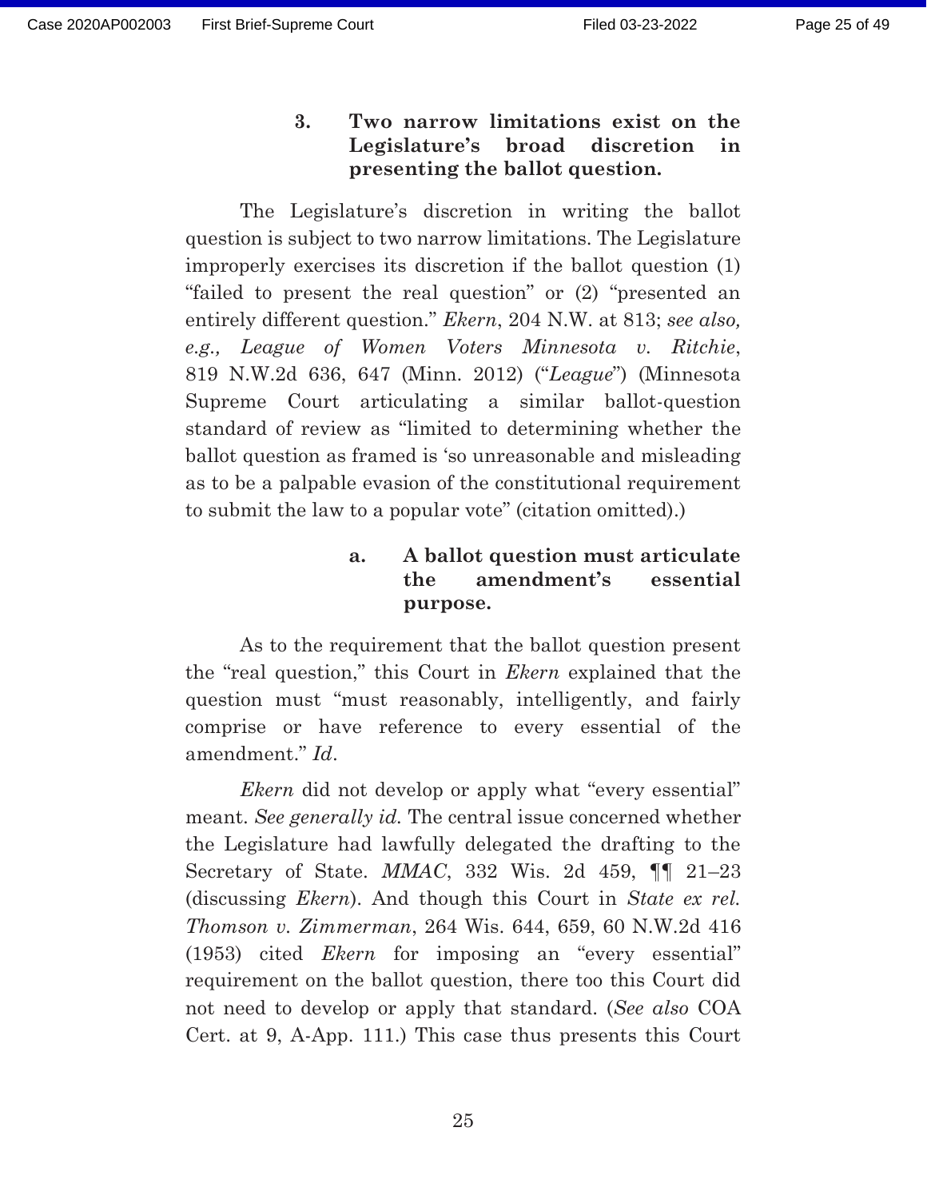### 3. Two narrow limitations exist on the Legislature's broad discretion in presenting the ballot question.

The Legislature's discretion in writing the ballot question is subject to two narrow limitations. The Legislature improperly exercises its discretion if the ballot question (1) "failed to present the real question" or (2) "presented an entirely different question." *Ekern*, 204 N.W. at 813; *see also, e.g., League of Women Voters Minnesota v. Ritchie*, 819 N.W.2d 636, 647 (Minn. 2012) ("*League*") (Minnesota Supreme Court articulating a similar ballot-question standard of review as "limited to determining whether the ballot question as framed is 'so unreasonable and misleading as to be a palpable evasion of the constitutional requirement to submit the law to a popular vote" (citation omitted).)

#### a. A ballot question must articulate the amendment's essential purpose.

As to the requirement that the ballot question present the "real question," this Court in *Ekern* explained that the question must "must reasonably, intelligently, and fairly comprise or have reference to every essential of the amendment." *Id*.

*Ekern* did not develop or apply what "every essential" meant. *See generally id.* The central issue concerned whether the Legislature had lawfully delegated the drafting to the Secretary of State. *MMAC*, 332 Wis. 2d 459, ¶¶ 21–23 (discussing *Ekern*). And though this Court in *State ex rel. Thomson v. Zimmerman*, 264 Wis. 644, 659, 60 N.W.2d 416 (1953) cited *Ekern* for imposing an "every essential" requirement on the ballot question, there too this Court did not need to develop or apply that standard. (*See also* COA Cert. at 9, A-App. 111.) This case thus presents this Court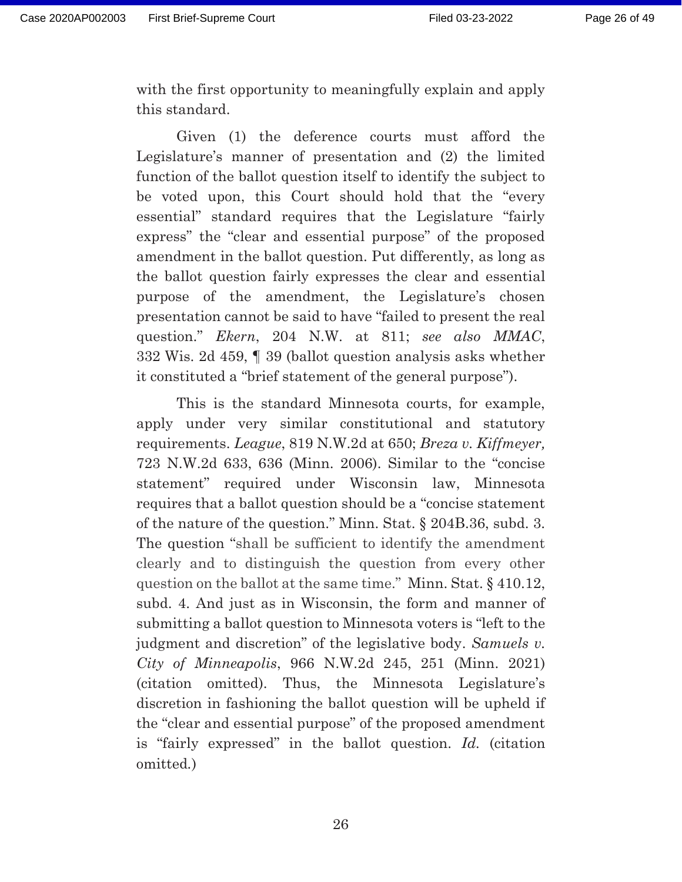with the first opportunity to meaningfully explain and apply this standard.

Given (1) the deference courts must afford the Legislature's manner of presentation and (2) the limited function of the ballot question itself to identify the subject to be voted upon, this Court should hold that the "every essential" standard requires that the Legislature "fairly express" the "clear and essential purpose" of the proposed amendment in the ballot question. Put differently, as long as the ballot question fairly expresses the clear and essential purpose of the amendment, the Legislature's chosen presentation cannot be said to have "failed to present the real question." *Ekern*, 204 N.W. at 811; *see also MMAC*, 332 Wis. 2d 459, ¶ 39 (ballot question analysis asks whether it constituted a "brief statement of the general purpose").

This is the standard Minnesota courts, for example, apply under very similar constitutional and statutory requirements. *League*, 819 N.W.2d at 650; *Breza v. Kiffmeyer,* 723 N.W.2d 633, 636 (Minn. 2006). Similar to the "concise statement" required under Wisconsin law, Minnesota requires that a ballot question should be a "concise statement of the nature of the question." Minn. Stat. § 204B.36, subd. 3. The question "shall be sufficient to identify the amendment clearly and to distinguish the question from every other question on the ballot at the same time." Minn. Stat. § 410.12, subd. 4. And just as in Wisconsin, the form and manner of submitting a ballot question to Minnesota voters is "left to the judgment and discretion" of the legislative body. *Samuels v. City of Minneapolis*, 966 N.W.2d 245, 251 (Minn. 2021) (citation omitted). Thus, the Minnesota Legislature's discretion in fashioning the ballot question will be upheld if the "clear and essential purpose" of the proposed amendment is "fairly expressed" in the ballot question. *Id.* (citation omitted.)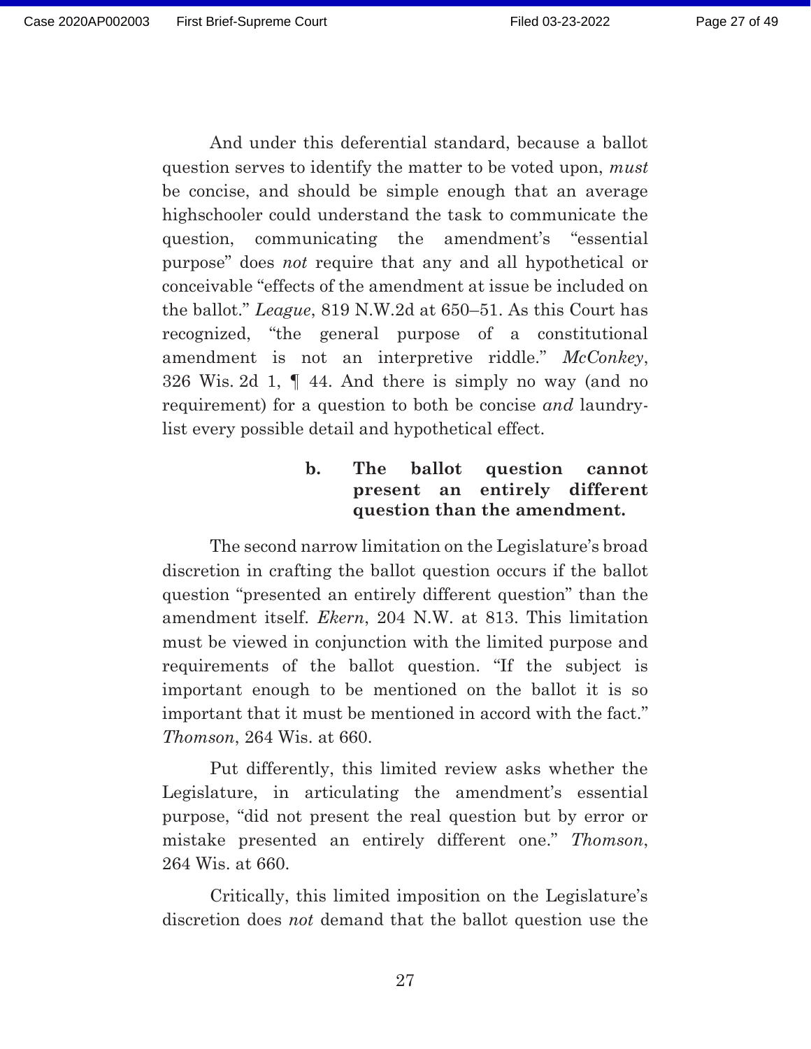And under this deferential standard, because a ballot question serves to identify the matter to be voted upon, *must* be concise, and should be simple enough that an average highschooler could understand the task to communicate the question, communicating the amendment's "essential purpose" does *not* require that any and all hypothetical or conceivable "effects of the amendment at issue be included on the ballot." *League*, 819 N.W.2d at 650–51. As this Court has recognized, "the general purpose of a constitutional amendment is not an interpretive riddle." *McConkey*, 326 Wis. 2d 1, ¶ 44. And there is simply no way (and no requirement) for a question to both be concise *and* laundry-list every possible detail and hypothetical effect.

#### b. The ballot question cannot present an entirely different question than the amendment.

The second narrow limitation on the Legislature's broad discretion in crafting the ballot question occurs if the ballot question "presented an entirely different question" than the amendment itself. *Ekern*, 204 N.W. at 813. This limitation must be viewed in conjunction with the limited purpose and requirements of the ballot question. "If the subject is important enough to be mentioned on the ballot it is so important that it must be mentioned in accord with the fact." *Thomson*, 264 Wis. at 660.

Put differently, this limited review asks whether the Legislature, in articulating the amendment's essential purpose, "did not present the real question but by error or mistake presented an entirely different one." *Thomson*, 264 Wis. at 660.

Critically, this limited imposition on the Legislature's discretion does *not* demand that the ballot question use the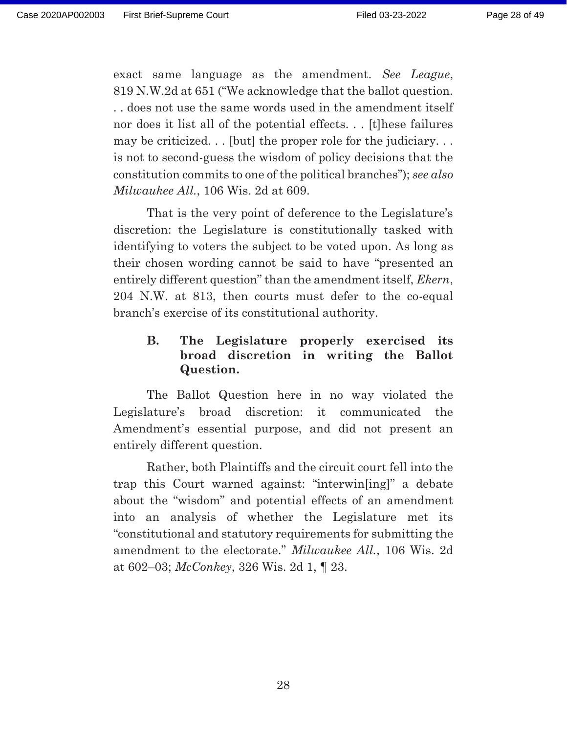exact same language as the amendment. *See League*, 819 N.W.2d at 651 ("We acknowledge that the ballot question. . . does not use the same words used in the amendment itself nor does it list all of the potential effects. . . [t]hese failures may be criticized. . . [but] the proper role for the judiciary. . . is not to second-guess the wisdom of policy decisions that the constitution commits to one of the political branches"); *see also Milwaukee All.*, 106 Wis. 2d at 609.

That is the very point of deference to the Legislature's discretion: the Legislature is constitutionally tasked with identifying to voters the subject to be voted upon. As long as their chosen wording cannot be said to have "presented an entirely different question" than the amendment itself, *Ekern*, 204 N.W. at 813, then courts must defer to the co-equal branch's exercise of its constitutional authority.

### B. The Legislature properly exercised its broad discretion in writing the Ballot Question.

The Ballot Question here in no way violated the Legislature's broad discretion: it communicated the Amendment's essential purpose, and did not present an entirely different question.

Rather, both Plaintiffs and the circuit court fell into the trap this Court warned against: "interwin[ing]" a debate about the "wisdom" and potential effects of an amendment into an analysis of whether the Legislature met its "constitutional and statutory requirements for submitting the amendment to the electorate." *Milwaukee All.*, 106 Wis. 2d at 602–03; *McConkey*, 326 Wis. 2d 1, ¶ 23.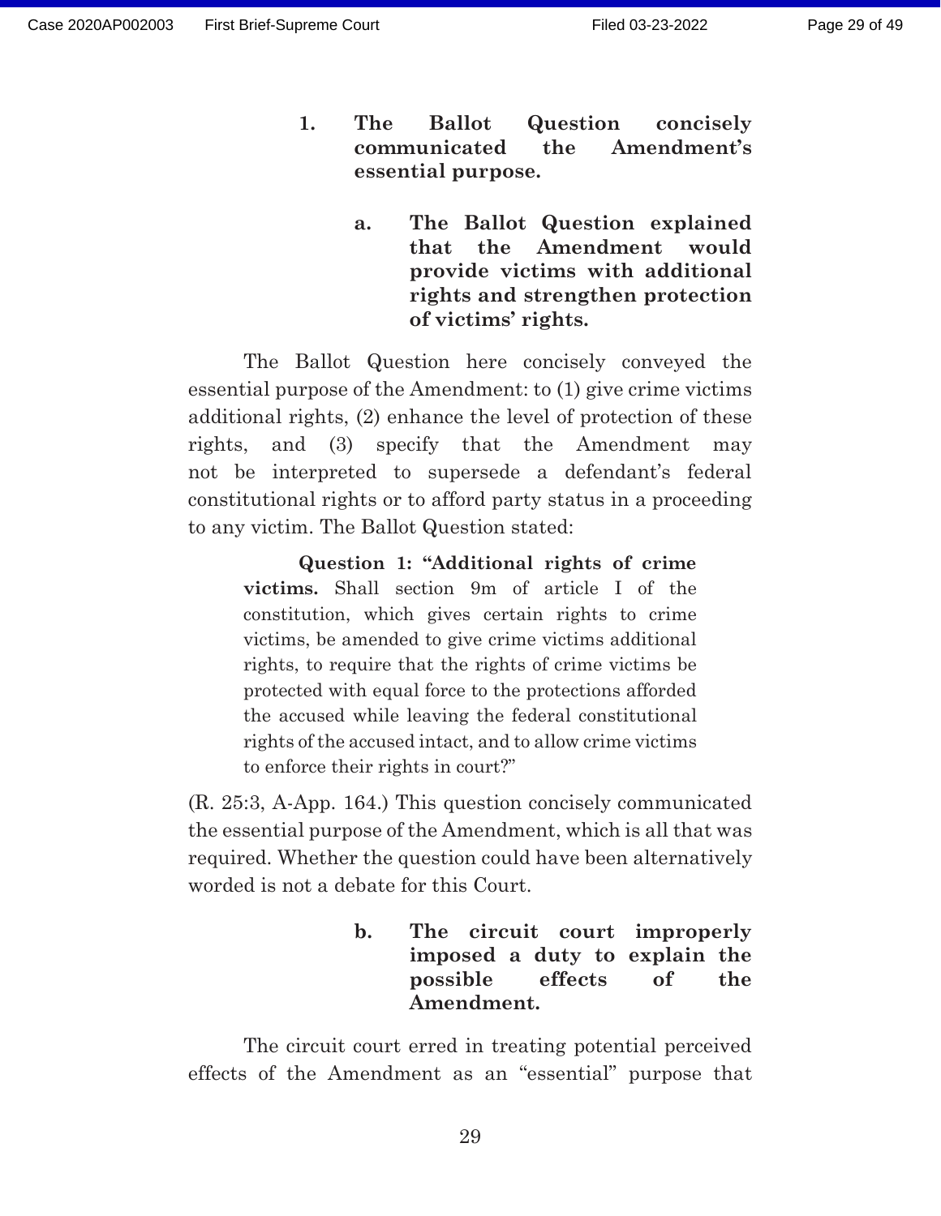### 1. The Ballot Question concisely communicated the Amendment's essential purpose.

#### a. The Ballot Question explained that the Amendment would provide victims with additional rights and strengthen protection of victims' rights.

The Ballot Question here concisely conveyed the essential purpose of the Amendment: to (1) give crime victims additional rights, (2) enhance the level of protection of these rights, and (3) specify that the Amendment may not be interpreted to supersede a defendant's federal constitutional rights or to afford party status in a proceeding to any victim. The Ballot Question stated:

> **Question 1: "Additional rights of crime victims.** Shall section 9m of article I of the constitution, which gives certain rights to crime victims, be amended to give crime victims additional rights, to require that the rights of crime victims be protected with equal force to the protections afforded the accused while leaving the federal constitutional rights of the accused intact, and to allow crime victims to enforce their rights in court?"

(R. 25:3, A-App. 164.) This question concisely communicated the essential purpose of the Amendment, which is all that was required. Whether the question could have been alternatively worded is not a debate for this Court.

#### b. The circuit court improperly imposed a duty to explain the possible effects of the Amendment.

The circuit court erred in treating potential perceived effects of the Amendment as an "essential" purpose that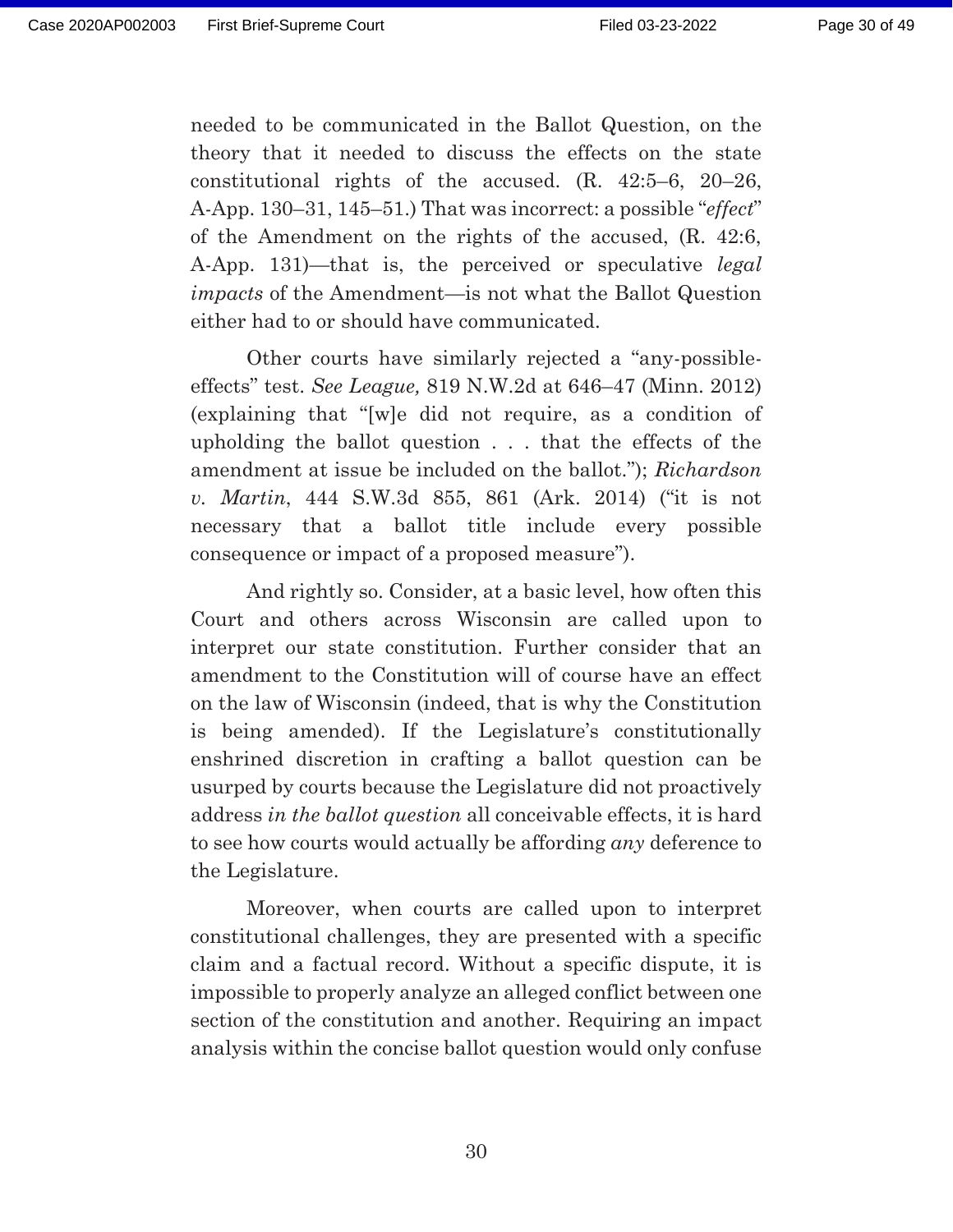needed to be communicated in the Ballot Question, on the theory that it needed to discuss the effects on the state constitutional rights of the accused. (R. 42:5–6, 20–26, A-App. 130–31, 145–51.) That was incorrect: a possible "*effect*" of the Amendment on the rights of the accused, (R. 42:6, A-App. 131)—that is, the perceived or speculative *legal impacts* of the Amendment—is not what the Ballot Question either had to or should have communicated.

Other courts have similarly rejected a "any-possible-effects" test. *See League,* 819 N.W.2d at 646–47 (Minn. 2012) (explaining that "[w]e did not require, as a condition of upholding the ballot question . . . that the effects of the amendment at issue be included on the ballot."); *Richardson v. Martin*, 444 S.W.3d 855, 861 (Ark. 2014) ("it is not necessary that a ballot title include every possible consequence or impact of a proposed measure").

And rightly so. Consider, at a basic level, how often this Court and others across Wisconsin are called upon to interpret our state constitution. Further consider that an amendment to the Constitution will of course have an effect on the law of Wisconsin (indeed, that is why the Constitution is being amended). If the Legislature's constitutionally enshrined discretion in crafting a ballot question can be usurped by courts because the Legislature did not proactively address *in the ballot question* all conceivable effects, it is hard to see how courts would actually be affording *any* deference to the Legislature.

Moreover, when courts are called upon to interpret constitutional challenges, they are presented with a specific claim and a factual record. Without a specific dispute, it is impossible to properly analyze an alleged conflict between one section of the constitution and another. Requiring an impact analysis within the concise ballot question would only confuse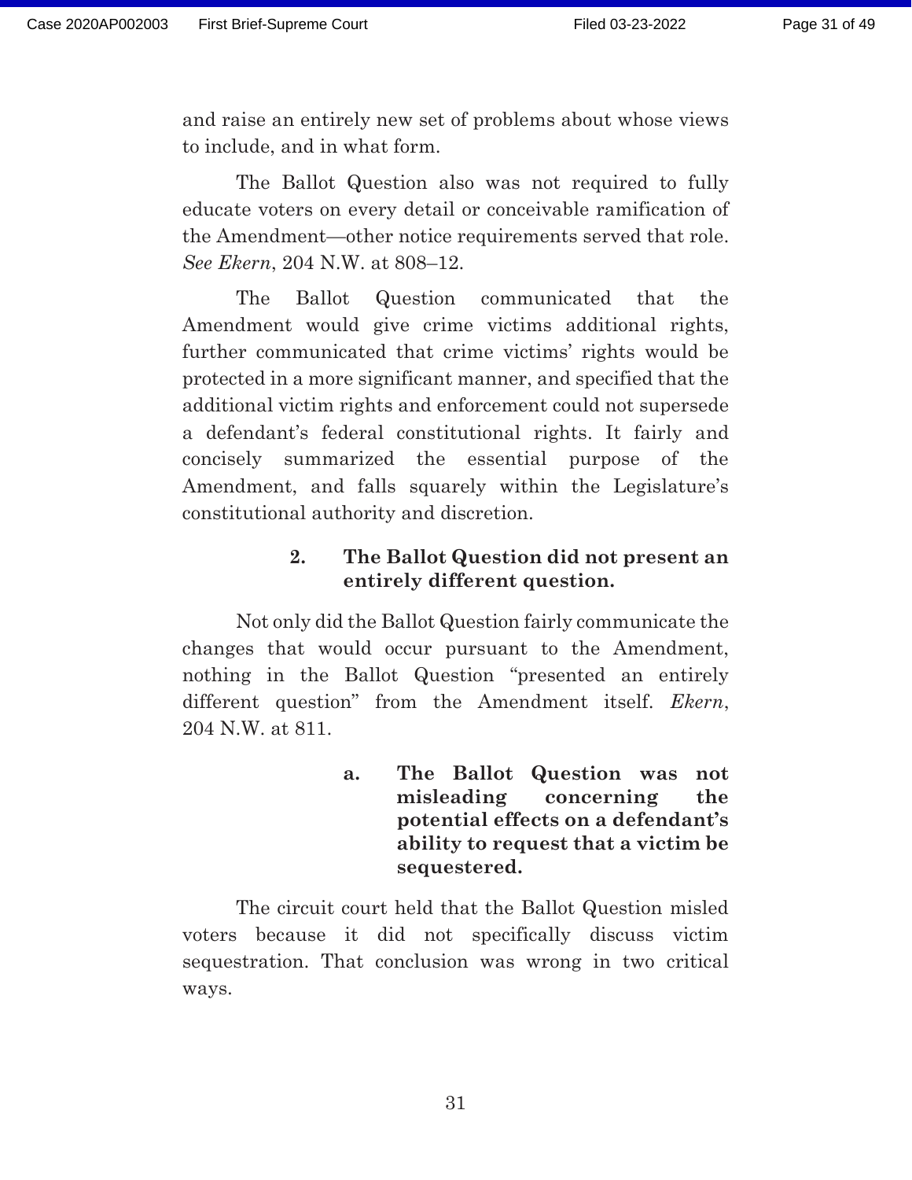and raise an entirely new set of problems about whose views to include, and in what form.

The Ballot Question also was not required to fully educate voters on every detail or conceivable ramification of the Amendment—other notice requirements served that role. *See Ekern*, 204 N.W. at 808–12.

The Ballot Question communicated that the Amendment would give crime victims additional rights, further communicated that crime victims' rights would be protected in a more significant manner, and specified that the additional victim rights and enforcement could not supersede a defendant's federal constitutional rights. It fairly and concisely summarized the essential purpose of the Amendment, and falls squarely within the Legislature's constitutional authority and discretion.

#### 2. The Ballot Question did not present an entirely different question.

Not only did the Ballot Question fairly communicate the changes that would occur pursuant to the Amendment, nothing in the Ballot Question "presented an entirely different question" from the Amendment itself. *Ekern*, 204 N.W. at 811.

##### a. The Ballot Question was not misleading concerning the potential effects on a defendant's ability to request that a victim be sequestered.

The circuit court held that the Ballot Question misled voters because it did not specifically discuss victim sequestration. That conclusion was wrong in two critical ways.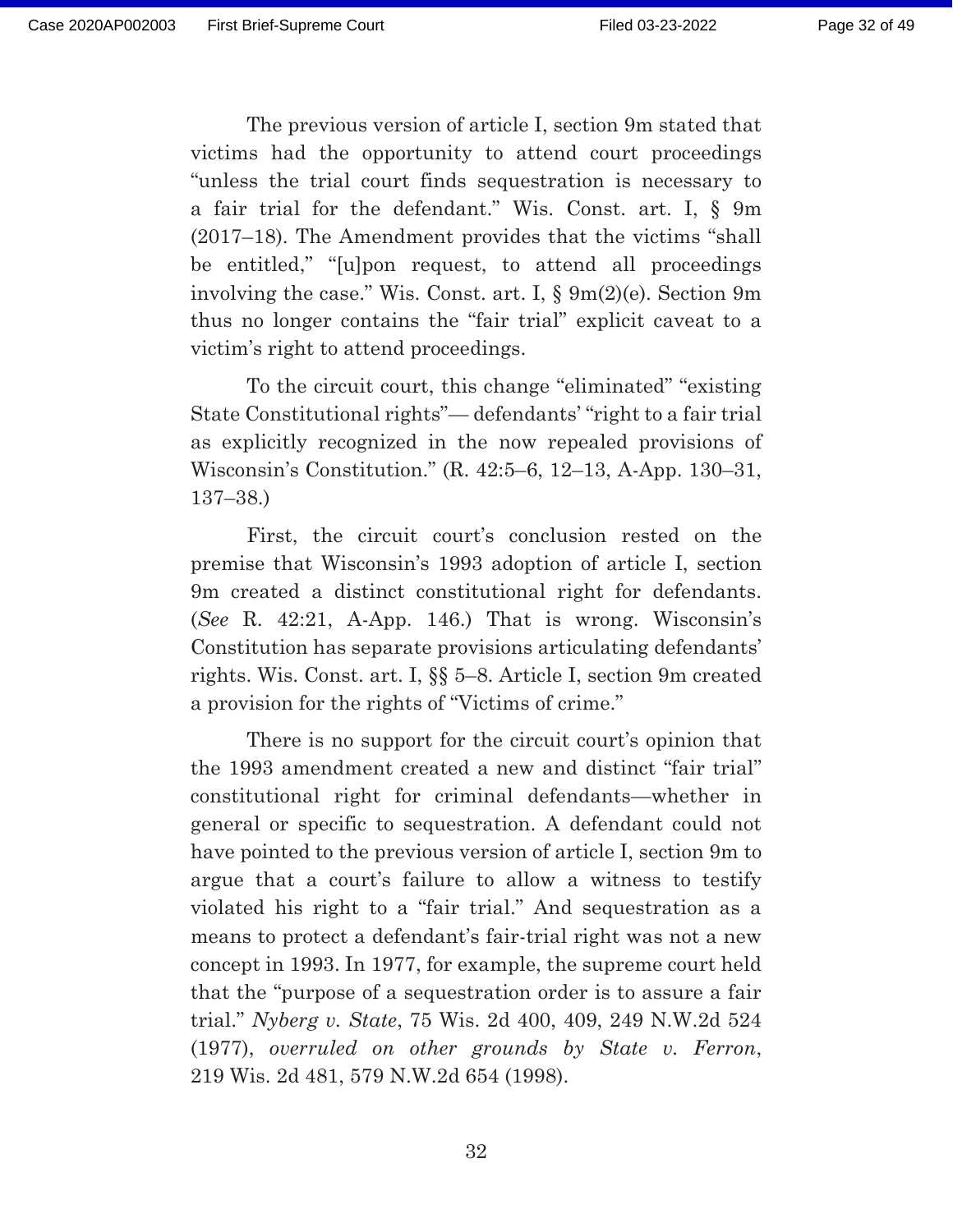The previous version of article I, section 9m stated that victims had the opportunity to attend court proceedings "unless the trial court finds sequestration is necessary to a fair trial for the defendant." Wis. Const. art. I, § 9m (2017–18). The Amendment provides that the victims "shall be entitled," "[u]pon request, to attend all proceedings involving the case." Wis. Const. art. I, § 9m(2)(e). Section 9m thus no longer contains the "fair trial" explicit caveat to a victim's right to attend proceedings.

To the circuit court, this change "eliminated" "existing State Constitutional rights"— defendants' "right to a fair trial as explicitly recognized in the now repealed provisions of Wisconsin's Constitution." (R. 42:5–6, 12–13, A-App. 130–31, 137–38.)

First, the circuit court's conclusion rested on the premise that Wisconsin's 1993 adoption of article I, section 9m created a distinct constitutional right for defendants. (*See* R. 42:21, A-App. 146.) That is wrong. Wisconsin's Constitution has separate provisions articulating defendants' rights. Wis. Const. art. I, §§ 5–8. Article I, section 9m created a provision for the rights of "Victims of crime."

There is no support for the circuit court's opinion that the 1993 amendment created a new and distinct "fair trial" constitutional right for criminal defendants—whether in general or specific to sequestration. A defendant could not have pointed to the previous version of article I, section 9m to argue that a court's failure to allow a witness to testify violated his right to a "fair trial." And sequestration as a means to protect a defendant's fair-trial right was not a new concept in 1993. In 1977, for example, the supreme court held that the "purpose of a sequestration order is to assure a fair trial." *Nyberg v. State*, 75 Wis. 2d 400, 409, 249 N.W.2d 524 (1977), *overruled on other grounds by State v. Ferron*, 219 Wis. 2d 481, 579 N.W.2d 654 (1998).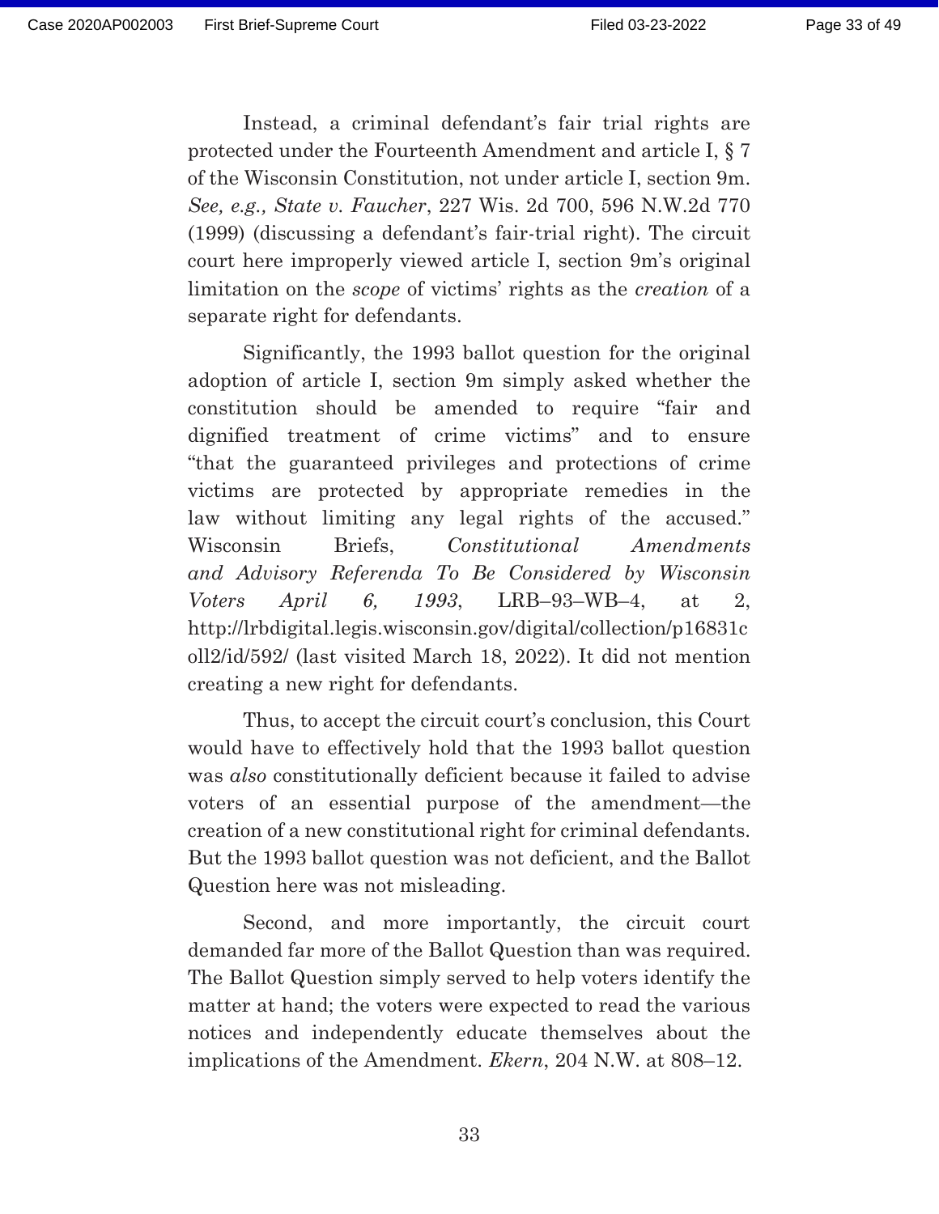Instead, a criminal defendant's fair trial rights are protected under the Fourteenth Amendment and article I, § 7 of the Wisconsin Constitution, not under article I, section 9m. *See, e.g., State v. Faucher*, 227 Wis. 2d 700, 596 N.W.2d 770 (1999) (discussing a defendant's fair-trial right). The circuit court here improperly viewed article I, section 9m's original limitation on the *scope* of victims' rights as the *creation* of a separate right for defendants.

Significantly, the 1993 ballot question for the original adoption of article I, section 9m simply asked whether the constitution should be amended to require "fair and dignified treatment of crime victims" and to ensure "that the guaranteed privileges and protections of crime victims are protected by appropriate remedies in the law without limiting any legal rights of the accused." Wisconsin Briefs, *Constitutional Amendments and Advisory Referenda To Be Considered by Wisconsin Voters April 6, 1993*, LRB–93–WB–4, at 2, http://lrbdigital.legis.wisconsin.gov/digital/collection/p16831coll2/id/592/ (last visited March 18, 2022). It did not mention creating a new right for defendants.

Thus, to accept the circuit court's conclusion, this Court would have to effectively hold that the 1993 ballot question was *also* constitutionally deficient because it failed to advise voters of an essential purpose of the amendment—the creation of a new constitutional right for criminal defendants. But the 1993 ballot question was not deficient, and the Ballot Question here was not misleading.

Second, and more importantly, the circuit court demanded far more of the Ballot Question than was required. The Ballot Question simply served to help voters identify the matter at hand; the voters were expected to read the various notices and independently educate themselves about the implications of the Amendment. *Ekern*, 204 N.W. at 808–12.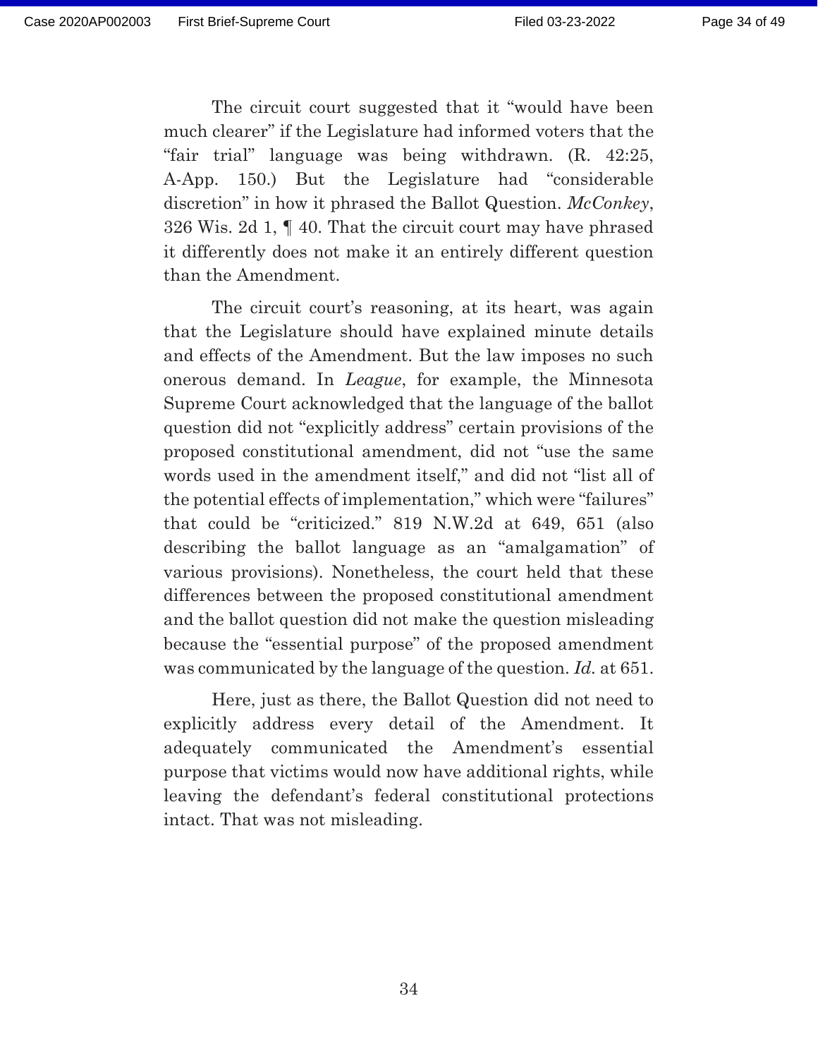The circuit court suggested that it "would have been much clearer" if the Legislature had informed voters that the "fair trial" language was being withdrawn. (R. 42:25, A-App. 150.) But the Legislature had "considerable discretion" in how it phrased the Ballot Question. *McConkey*, 326 Wis. 2d 1, ¶ 40. That the circuit court may have phrased it differently does not make it an entirely different question than the Amendment.

The circuit court's reasoning, at its heart, was again that the Legislature should have explained minute details and effects of the Amendment. But the law imposes no such onerous demand. In *League*, for example, the Minnesota Supreme Court acknowledged that the language of the ballot question did not "explicitly address" certain provisions of the proposed constitutional amendment, did not "use the same words used in the amendment itself," and did not "list all of the potential effects of implementation," which were "failures" that could be "criticized." 819 N.W.2d at 649, 651 (also describing the ballot language as an "amalgamation" of various provisions). Nonetheless, the court held that these differences between the proposed constitutional amendment and the ballot question did not make the question misleading because the "essential purpose" of the proposed amendment was communicated by the language of the question. *Id.* at 651.

Here, just as there, the Ballot Question did not need to explicitly address every detail of the Amendment. It adequately communicated the Amendment's essential purpose that victims would now have additional rights, while leaving the defendant's federal constitutional protections intact. That was not misleading.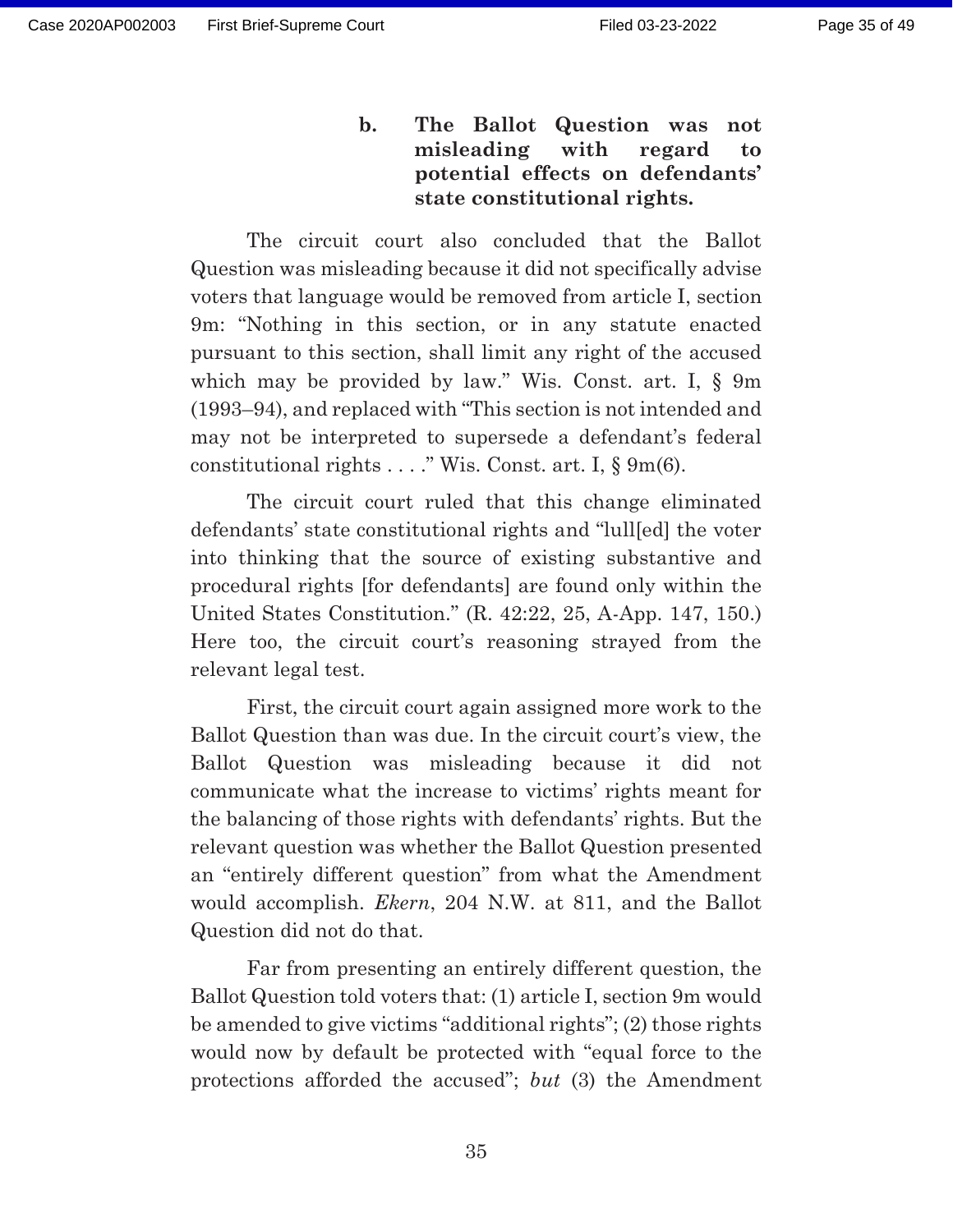**b. The Ballot Question was not misleading with regard to potential effects on defendants' state constitutional rights.**

The circuit court also concluded that the Ballot Question was misleading because it did not specifically advise voters that language would be removed from article I, section 9m: "Nothing in this section, or in any statute enacted pursuant to this section, shall limit any right of the accused which may be provided by law." Wis. Const. art. I, § 9m (1993–94), and replaced with "This section is not intended and may not be interpreted to supersede a defendant's federal constitutional rights . . . ." Wis. Const. art. I, § 9m(6).

The circuit court ruled that this change eliminated defendants' state constitutional rights and "lull[ed] the voter into thinking that the source of existing substantive and procedural rights [for defendants] are found only within the United States Constitution." (R. 42:22, 25, A-App. 147, 150.) Here too, the circuit court's reasoning strayed from the relevant legal test.

First, the circuit court again assigned more work to the Ballot Question than was due. In the circuit court's view, the Ballot Question was misleading because it did not communicate what the increase to victims' rights meant for the balancing of those rights with defendants' rights. But the relevant question was whether the Ballot Question presented an "entirely different question" from what the Amendment would accomplish. *Ekern*, 204 N.W. at 811, and the Ballot Question did not do that.

Far from presenting an entirely different question, the Ballot Question told voters that: (1) article I, section 9m would be amended to give victims "additional rights"; (2) those rights would now by default be protected with "equal force to the protections afforded the accused"; *but* (3) the Amendment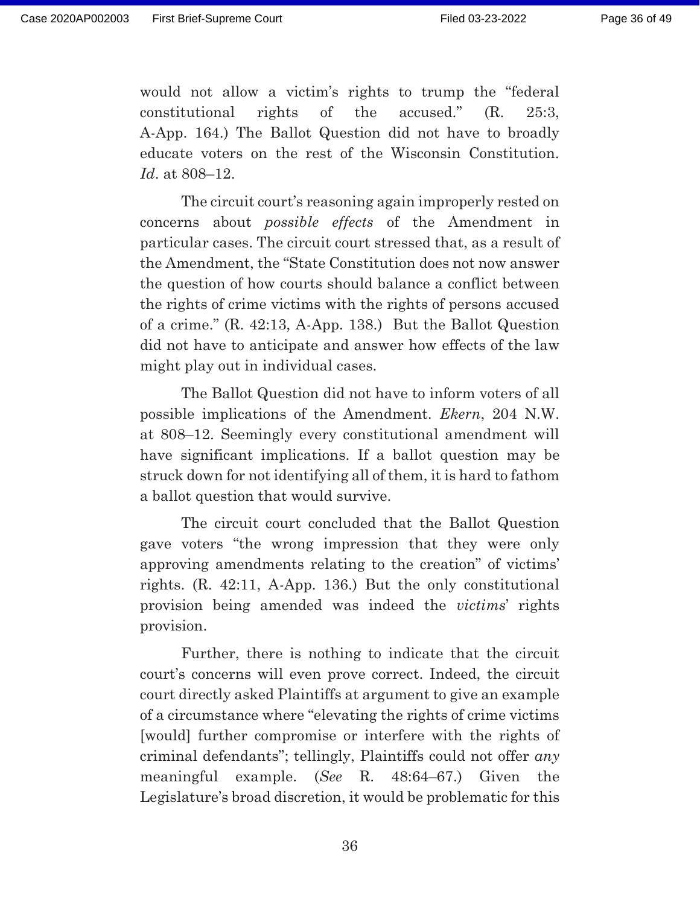would not allow a victim's rights to trump the "federal constitutional rights of the accused." (R. 25:3, A-App. 164.) The Ballot Question did not have to broadly educate voters on the rest of the Wisconsin Constitution. *Id*. at 808–12.

The circuit court's reasoning again improperly rested on concerns about *possible effects* of the Amendment in particular cases. The circuit court stressed that, as a result of the Amendment, the "State Constitution does not now answer the question of how courts should balance a conflict between the rights of crime victims with the rights of persons accused of a crime." (R. 42:13, A-App. 138.) But the Ballot Question did not have to anticipate and answer how effects of the law might play out in individual cases.

The Ballot Question did not have to inform voters of all possible implications of the Amendment. *Ekern*, 204 N.W. at 808–12. Seemingly every constitutional amendment will have significant implications. If a ballot question may be struck down for not identifying all of them, it is hard to fathom a ballot question that would survive.

The circuit court concluded that the Ballot Question gave voters "the wrong impression that they were only approving amendments relating to the creation" of victims' rights. (R. 42:11, A-App. 136.) But the only constitutional provision being amended was indeed the *victims*' rights provision.

Further, there is nothing to indicate that the circuit court's concerns will even prove correct. Indeed, the circuit court directly asked Plaintiffs at argument to give an example of a circumstance where "elevating the rights of crime victims [would] further compromise or interfere with the rights of criminal defendants"; tellingly, Plaintiffs could not offer *any* meaningful example. (*See* R. 48:64–67.) Given the Legislature's broad discretion, it would be problematic for this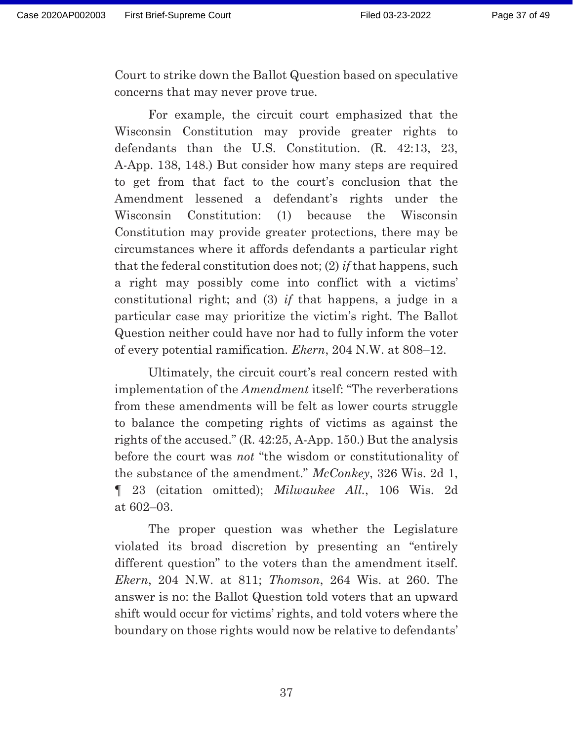Court to strike down the Ballot Question based on speculative concerns that may never prove true.

For example, the circuit court emphasized that the Wisconsin Constitution may provide greater rights to defendants than the U.S. Constitution. (R. 42:13, 23, A-App. 138, 148.) But consider how many steps are required to get from that fact to the court's conclusion that the Amendment lessened a defendant's rights under the Wisconsin Constitution: (1) because the Wisconsin Constitution may provide greater protections, there may be circumstances where it affords defendants a particular right that the federal constitution does not; (2) *if* that happens, such a right may possibly come into conflict with a victims' constitutional right; and (3) *if* that happens, a judge in a particular case may prioritize the victim's right. The Ballot Question neither could have nor had to fully inform the voter of every potential ramification. *Ekern*, 204 N.W. at 808–12.

Ultimately, the circuit court's real concern rested with implementation of the *Amendment* itself: "The reverberations from these amendments will be felt as lower courts struggle to balance the competing rights of victims as against the rights of the accused." (R. 42:25, A-App. 150.) But the analysis before the court was *not* "the wisdom or constitutionality of the substance of the amendment." *McConkey*, 326 Wis. 2d 1, ¶ 23 (citation omitted); *Milwaukee All.*, 106 Wis. 2d at 602–03.

The proper question was whether the Legislature violated its broad discretion by presenting an "entirely different question" to the voters than the amendment itself. *Ekern*, 204 N.W. at 811; *Thomson*, 264 Wis. at 260. The answer is no: the Ballot Question told voters that an upward shift would occur for victims' rights, and told voters where the boundary on those rights would now be relative to defendants'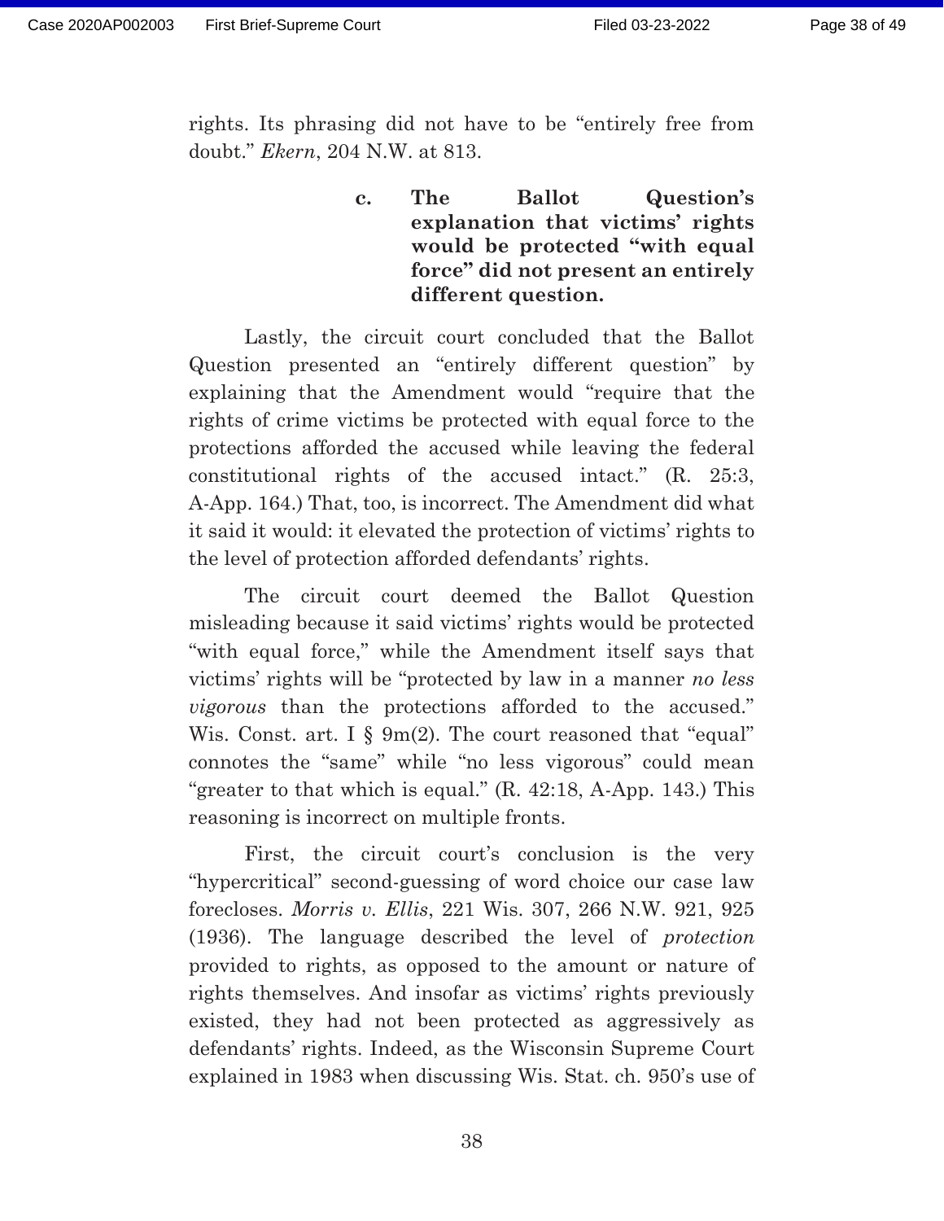rights. Its phrasing did not have to be "entirely free from doubt." *Ekern*, 204 N.W. at 813.

#### c. The Ballot Question's explanation that victims' rights would be protected "with equal force" did not present an entirely different question.

Lastly, the circuit court concluded that the Ballot Question presented an "entirely different question" by explaining that the Amendment would "require that the rights of crime victims be protected with equal force to the protections afforded the accused while leaving the federal constitutional rights of the accused intact." (R. 25:3, A-App. 164.) That, too, is incorrect. The Amendment did what it said it would: it elevated the protection of victims' rights to the level of protection afforded defendants' rights.

The circuit court deemed the Ballot Question misleading because it said victims' rights would be protected "with equal force," while the Amendment itself says that victims' rights will be "protected by law in a manner *no less vigorous* than the protections afforded to the accused." Wis. Const. art. I § 9m(2). The court reasoned that "equal" connotes the "same" while "no less vigorous" could mean "greater to that which is equal." (R. 42:18, A-App. 143.) This reasoning is incorrect on multiple fronts.

First, the circuit court's conclusion is the very "hypercritical" second-guessing of word choice our case law forecloses. *Morris v. Ellis*, 221 Wis. 307, 266 N.W. 921, 925 (1936). The language described the level of *protection* provided to rights, as opposed to the amount or nature of rights themselves. And insofar as victims' rights previously existed, they had not been protected as aggressively as defendants' rights. Indeed, as the Wisconsin Supreme Court explained in 1983 when discussing Wis. Stat. ch. 950's use of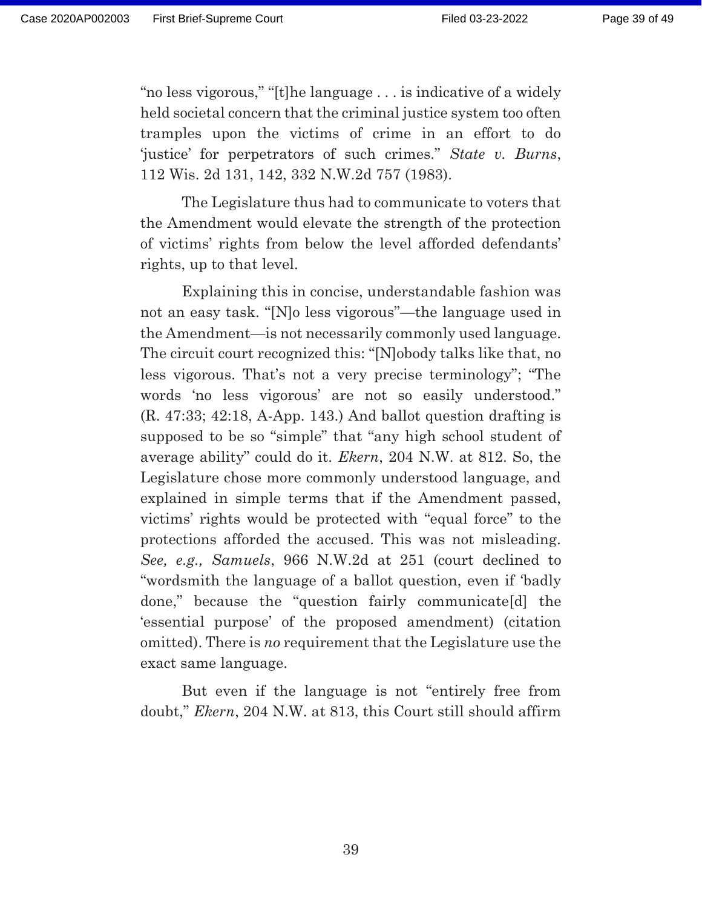"no less vigorous," "[t]he language . . . is indicative of a widely held societal concern that the criminal justice system too often tramples upon the victims of crime in an effort to do 'justice' for perpetrators of such crimes." *State v. Burns*, 112 Wis. 2d 131, 142, 332 N.W.2d 757 (1983).

The Legislature thus had to communicate to voters that the Amendment would elevate the strength of the protection of victims' rights from below the level afforded defendants' rights, up to that level.

Explaining this in concise, understandable fashion was not an easy task. "[N]o less vigorous"—the language used in the Amendment—is not necessarily commonly used language. The circuit court recognized this: "[N]obody talks like that, no less vigorous. That's not a very precise terminology"; "The words 'no less vigorous' are not so easily understood." (R. 47:33; 42:18, A-App. 143.) And ballot question drafting is supposed to be so "simple" that "any high school student of average ability" could do it. *Ekern*, 204 N.W. at 812. So, the Legislature chose more commonly understood language, and explained in simple terms that if the Amendment passed, victims' rights would be protected with "equal force" to the protections afforded the accused. This was not misleading. *See, e.g., Samuels*, 966 N.W.2d at 251 (court declined to "wordsmith the language of a ballot question, even if 'badly done," because the "question fairly communicate[d] the 'essential purpose' of the proposed amendment) (citation omitted). There is *no* requirement that the Legislature use the exact same language.

But even if the language is not "entirely free from doubt," *Ekern*, 204 N.W. at 813, this Court still should affirm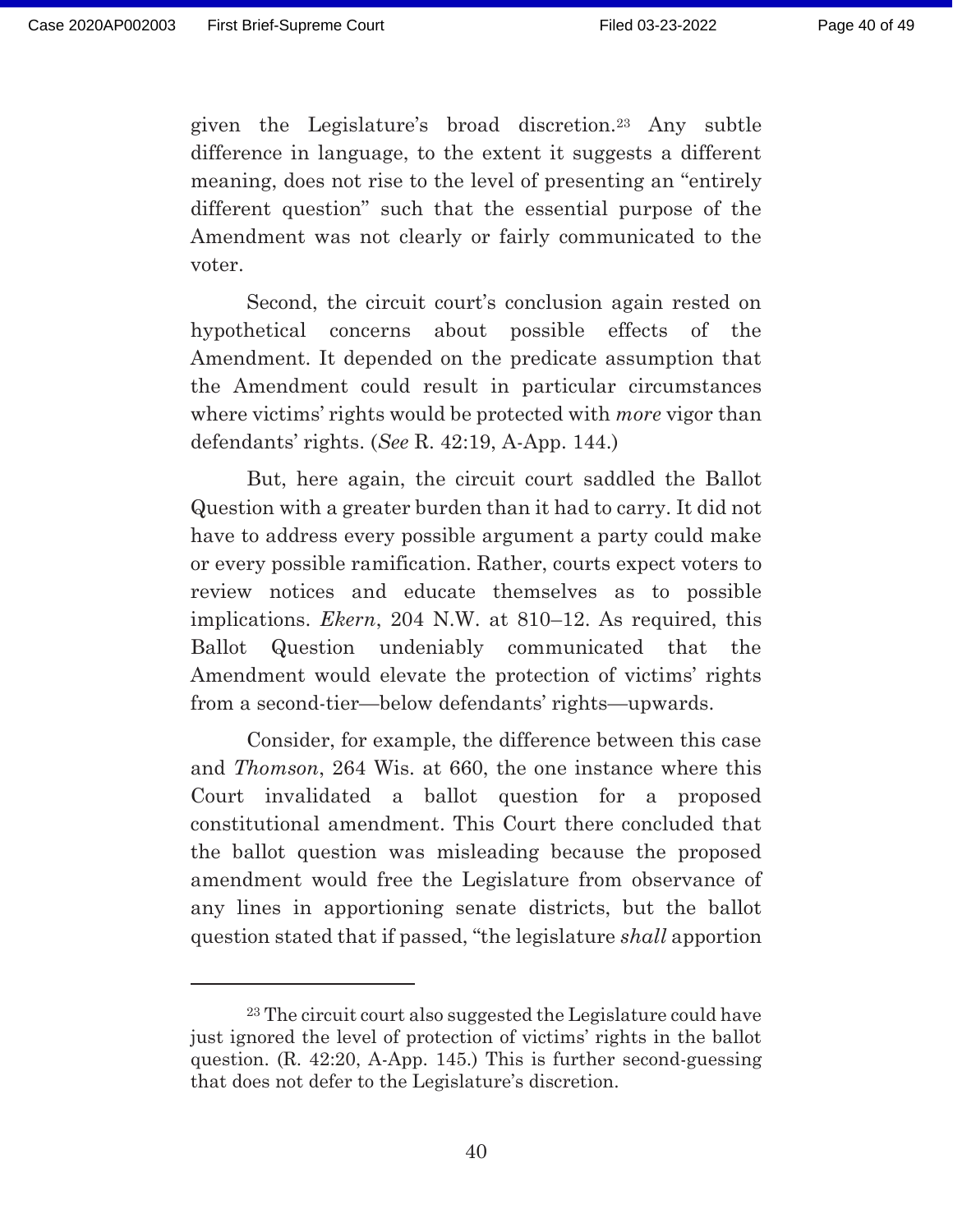given the Legislature's broad discretion.[23] Any subtle difference in language, to the extent it suggests a different meaning, does not rise to the level of presenting an "entirely different question" such that the essential purpose of the Amendment was not clearly or fairly communicated to the voter.

Second, the circuit court's conclusion again rested on hypothetical concerns about possible effects of the Amendment. It depended on the predicate assumption that the Amendment could result in particular circumstances where victims' rights would be protected with *more* vigor than defendants' rights. (*See* R. 42:19, A-App. 144.)

But, here again, the circuit court saddled the Ballot Question with a greater burden than it had to carry. It did not have to address every possible argument a party could make or every possible ramification. Rather, courts expect voters to review notices and educate themselves as to possible implications. *Ekern*, 204 N.W. at 810–12. As required, this Ballot Question undeniably communicated that the Amendment would elevate the protection of victims' rights from a second-tier—below defendants' rights—upwards.

Consider, for example, the difference between this case and *Thomson*, 264 Wis. at 660, the one instance where this Court invalidated a ballot question for a proposed constitutional amendment. This Court there concluded that the ballot question was misleading because the proposed amendment would free the Legislature from observance of any lines in apportioning senate districts, but the ballot question stated that if passed, "the legislature *shall* apportion

---

[23] The circuit court also suggested the Legislature could have just ignored the level of protection of victims' rights in the ballot question. (R. 42:20, A-App. 145.) This is further second-guessing that does not defer to the Legislature's discretion.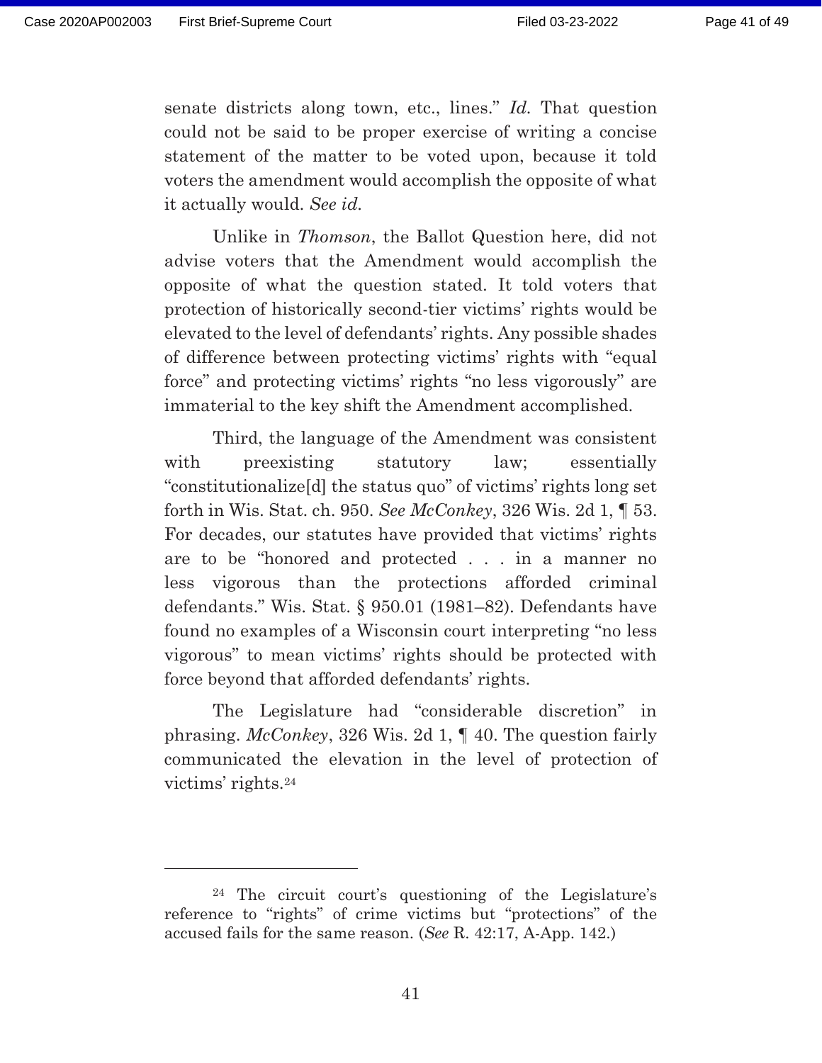senate districts along town, etc., lines." *Id.* That question could not be said to be proper exercise of writing a concise statement of the matter to be voted upon, because it told voters the amendment would accomplish the opposite of what it actually would. *See id.*

Unlike in *Thomson*, the Ballot Question here, did not advise voters that the Amendment would accomplish the opposite of what the question stated. It told voters that protection of historically second-tier victims' rights would be elevated to the level of defendants' rights. Any possible shades of difference between protecting victims' rights with "equal force" and protecting victims' rights "no less vigorously" are immaterial to the key shift the Amendment accomplished.

Third, the language of the Amendment was consistent with preexisting statutory law; essentially "constitutionalize[d] the status quo" of victims' rights long set forth in Wis. Stat. ch. 950. *See McConkey*, 326 Wis. 2d 1, ¶ 53. For decades, our statutes have provided that victims' rights are to be "honored and protected . . . in a manner no less vigorous than the protections afforded criminal defendants." Wis. Stat. § 950.01 (1981–82). Defendants have found no examples of a Wisconsin court interpreting "no less vigorous" to mean victims' rights should be protected with force beyond that afforded defendants' rights.

The Legislature had "considerable discretion" in phrasing. *McConkey*, 326 Wis. 2d 1, ¶ 40. The question fairly communicated the elevation in the level of protection of victims' rights.[24]

---

[24] The circuit court's questioning of the Legislature's reference to "rights" of crime victims but "protections" of the accused fails for the same reason. (*See* R. 42:17, A-App. 142.)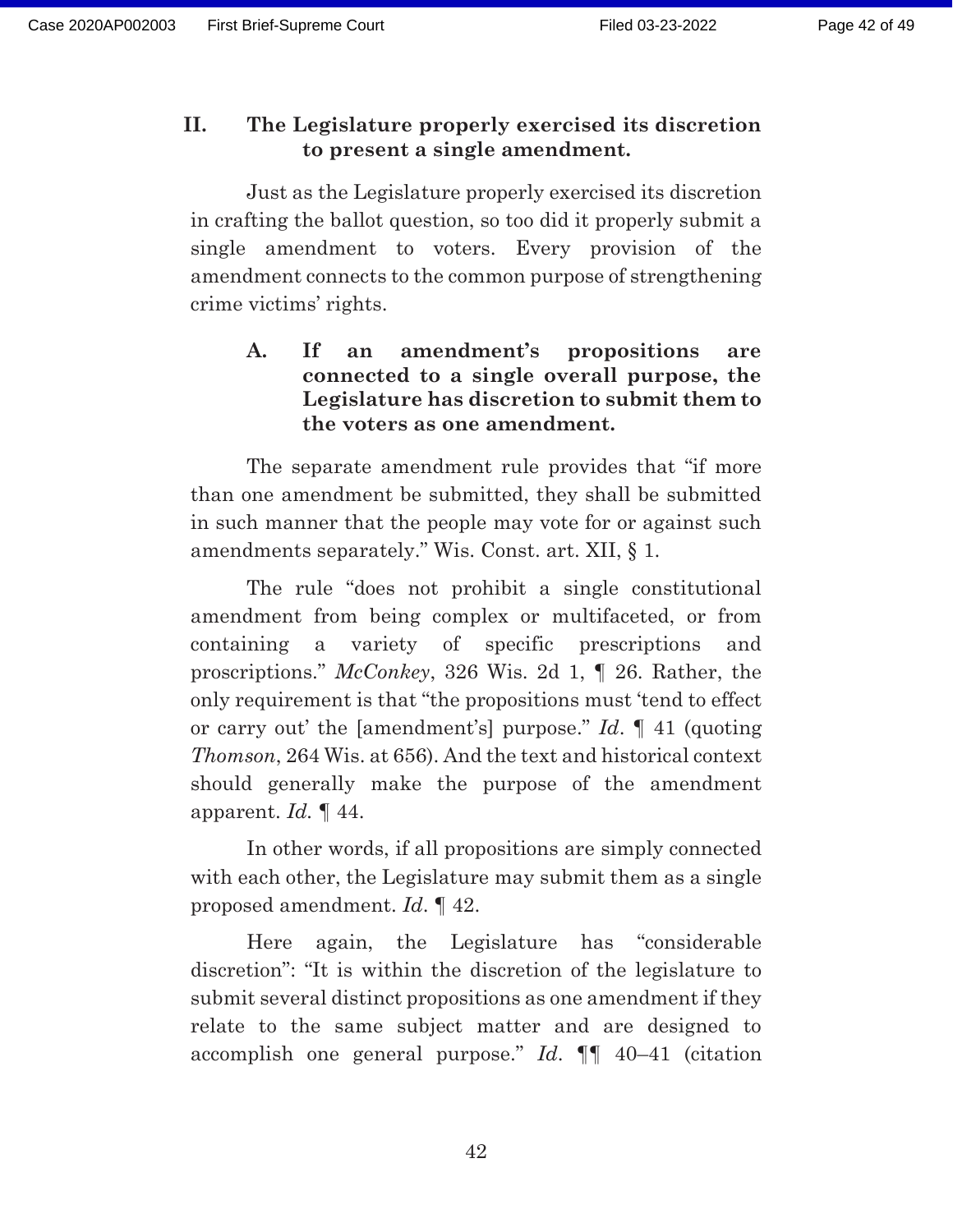## II. The Legislature properly exercised its discretion to present a single amendment.

Just as the Legislature properly exercised its discretion in crafting the ballot question, so too did it properly submit a single amendment to voters. Every provision of the amendment connects to the common purpose of strengthening crime victims' rights.

### A. If an amendment's propositions are connected to a single overall purpose, the Legislature has discretion to submit them to the voters as one amendment.

The separate amendment rule provides that "if more than one amendment be submitted, they shall be submitted in such manner that the people may vote for or against such amendments separately." Wis. Const. art. XII, § 1.

The rule "does not prohibit a single constitutional amendment from being complex or multifaceted, or from containing a variety of specific prescriptions and proscriptions." *McConkey*, 326 Wis. 2d 1, ¶ 26. Rather, the only requirement is that "the propositions must 'tend to effect or carry out' the [amendment's] purpose." *Id.* ¶ 41 (quoting *Thomson*, 264 Wis. at 656). And the text and historical context should generally make the purpose of the amendment apparent. *Id.* ¶ 44.

In other words, if all propositions are simply connected with each other, the Legislature may submit them as a single proposed amendment. *Id.* ¶ 42.

Here again, the Legislature has "considerable discretion": "It is within the discretion of the legislature to submit several distinct propositions as one amendment if they relate to the same subject matter and are designed to accomplish one general purpose." *Id.* ¶¶ 40–41 (citation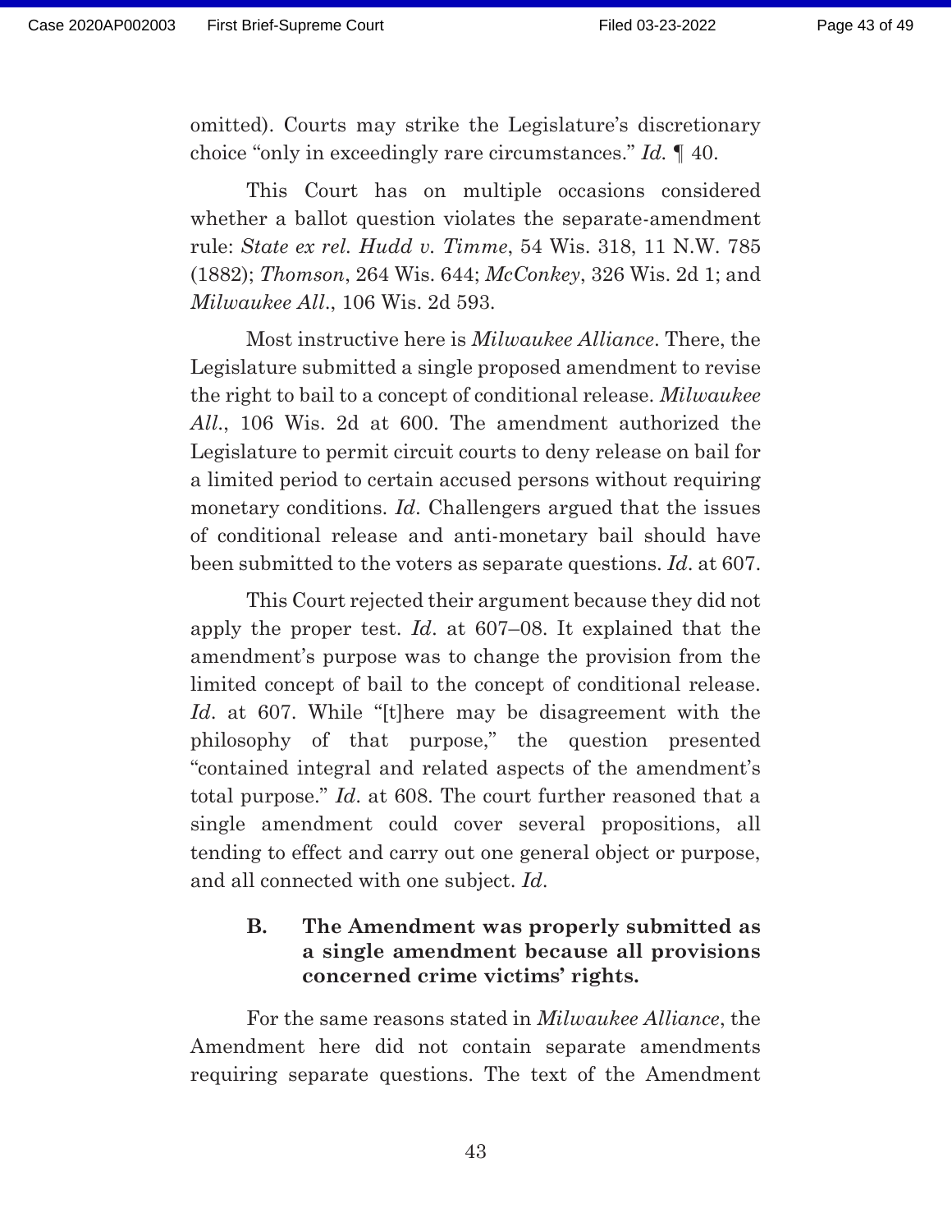omitted). Courts may strike the Legislature's discretionary choice "only in exceedingly rare circumstances." *Id.* ¶ 40.

This Court has on multiple occasions considered whether a ballot question violates the separate-amendment rule: *State ex rel. Hudd v. Timme*, 54 Wis. 318, 11 N.W. 785 (1882); *Thomson*, 264 Wis. 644; *McConkey*, 326 Wis. 2d 1; and *Milwaukee All.*, 106 Wis. 2d 593.

Most instructive here is *Milwaukee Alliance*. There, the Legislature submitted a single proposed amendment to revise the right to bail to a concept of conditional release. *Milwaukee All.*, 106 Wis. 2d at 600. The amendment authorized the Legislature to permit circuit courts to deny release on bail for a limited period to certain accused persons without requiring monetary conditions. *Id.* Challengers argued that the issues of conditional release and anti-monetary bail should have been submitted to the voters as separate questions. *Id.* at 607.

This Court rejected their argument because they did not apply the proper test. *Id.* at 607–08. It explained that the amendment's purpose was to change the provision from the limited concept of bail to the concept of conditional release. *Id.* at 607. While "[t]here may be disagreement with the philosophy of that purpose," the question presented "contained integral and related aspects of the amendment's total purpose." *Id.* at 608. The court further reasoned that a single amendment could cover several propositions, all tending to effect and carry out one general object or purpose, and all connected with one subject. *Id.*

### B. The Amendment was properly submitted as a single amendment because all provisions concerned crime victims' rights.

For the same reasons stated in *Milwaukee Alliance*, the Amendment here did not contain separate amendments requiring separate questions. The text of the Amendment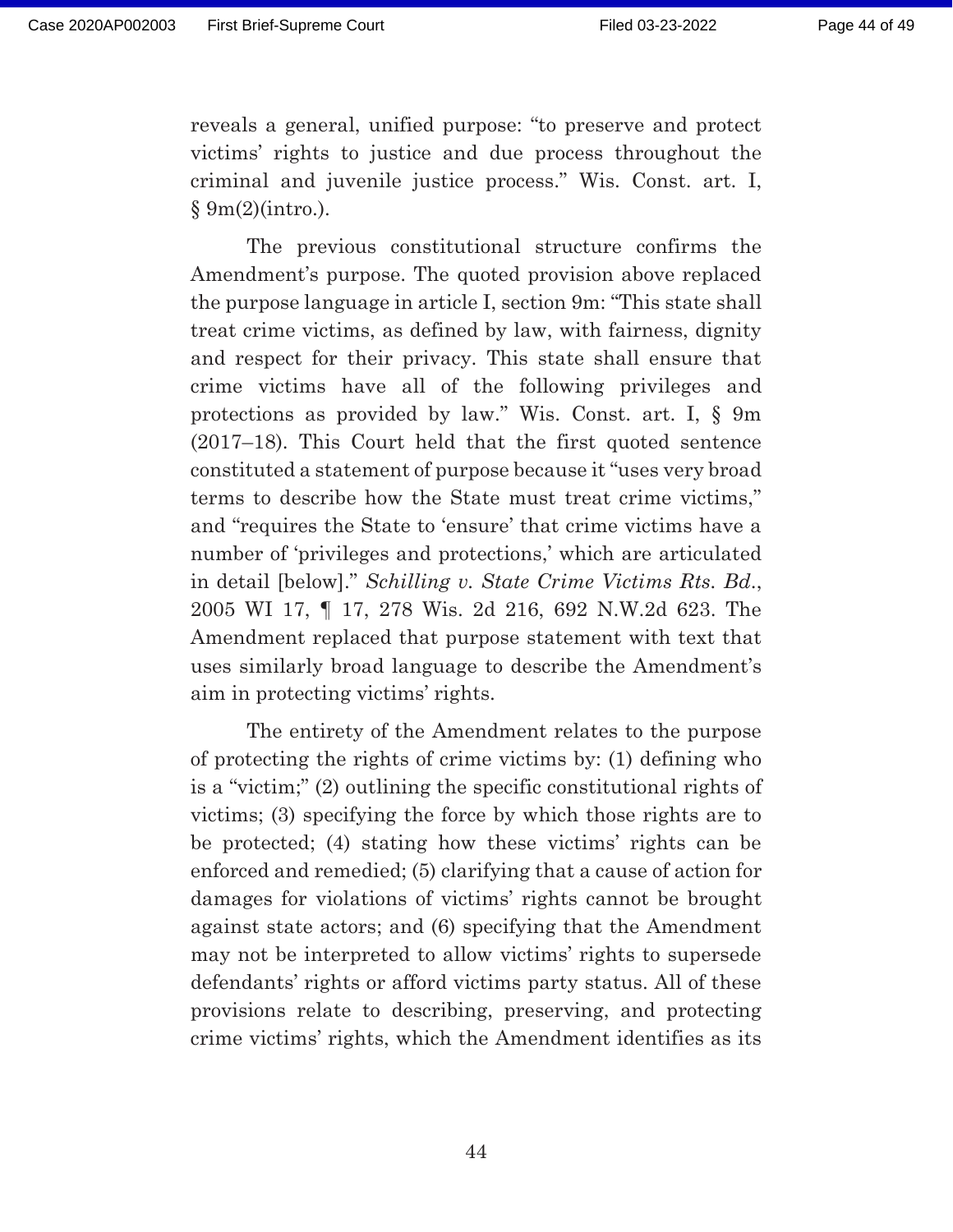reveals a general, unified purpose: "to preserve and protect victims' rights to justice and due process throughout the criminal and juvenile justice process." Wis. Const. art. I, § 9m(2)(intro.).

The previous constitutional structure confirms the Amendment's purpose. The quoted provision above replaced the purpose language in article I, section 9m: "This state shall treat crime victims, as defined by law, with fairness, dignity and respect for their privacy. This state shall ensure that crime victims have all of the following privileges and protections as provided by law." Wis. Const. art. I, § 9m (2017–18). This Court held that the first quoted sentence constituted a statement of purpose because it "uses very broad terms to describe how the State must treat crime victims," and "requires the State to 'ensure' that crime victims have a number of 'privileges and protections,' which are articulated in detail [below]." *Schilling v. State Crime Victims Rts. Bd.*, 2005 WI 17, ¶ 17, 278 Wis. 2d 216, 692 N.W.2d 623. The Amendment replaced that purpose statement with text that uses similarly broad language to describe the Amendment's aim in protecting victims' rights.

The entirety of the Amendment relates to the purpose of protecting the rights of crime victims by: (1) defining who is a "victim;" (2) outlining the specific constitutional rights of victims; (3) specifying the force by which those rights are to be protected; (4) stating how these victims' rights can be enforced and remedied; (5) clarifying that a cause of action for damages for violations of victims' rights cannot be brought against state actors; and (6) specifying that the Amendment may not be interpreted to allow victims' rights to supersede defendants' rights or afford victims party status. All of these provisions relate to describing, preserving, and protecting crime victims' rights, which the Amendment identifies as its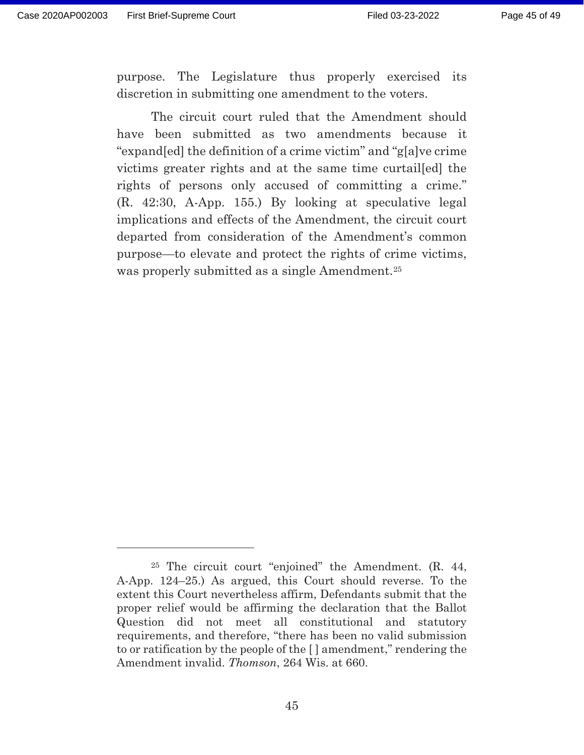purpose. The Legislature thus properly exercised its discretion in submitting one amendment to the voters.

The circuit court ruled that the Amendment should have been submitted as two amendments because it "expand[ed] the definition of a crime victim" and "g[a]ve crime victims greater rights and at the same time curtail[ed] the rights of persons only accused of committing a crime." (R. 42:30, A-App. 155.) By looking at speculative legal implications and effects of the Amendment, the circuit court departed from consideration of the Amendment's common purpose—to elevate and protect the rights of crime victims, was properly submitted as a single Amendment.[25]

---

[25] The circuit court "enjoined" the Amendment. (R. 44, A-App. 124–25.) As argued, this Court should reverse. To the extent this Court nevertheless affirm, Defendants submit that the proper relief would be affirming the declaration that the Ballot Question did not meet all constitutional and statutory requirements, and therefore, "there has been no valid submission to or ratification by the people of the [ ] amendment," rendering the Amendment invalid. *Thomson*, 264 Wis. at 660.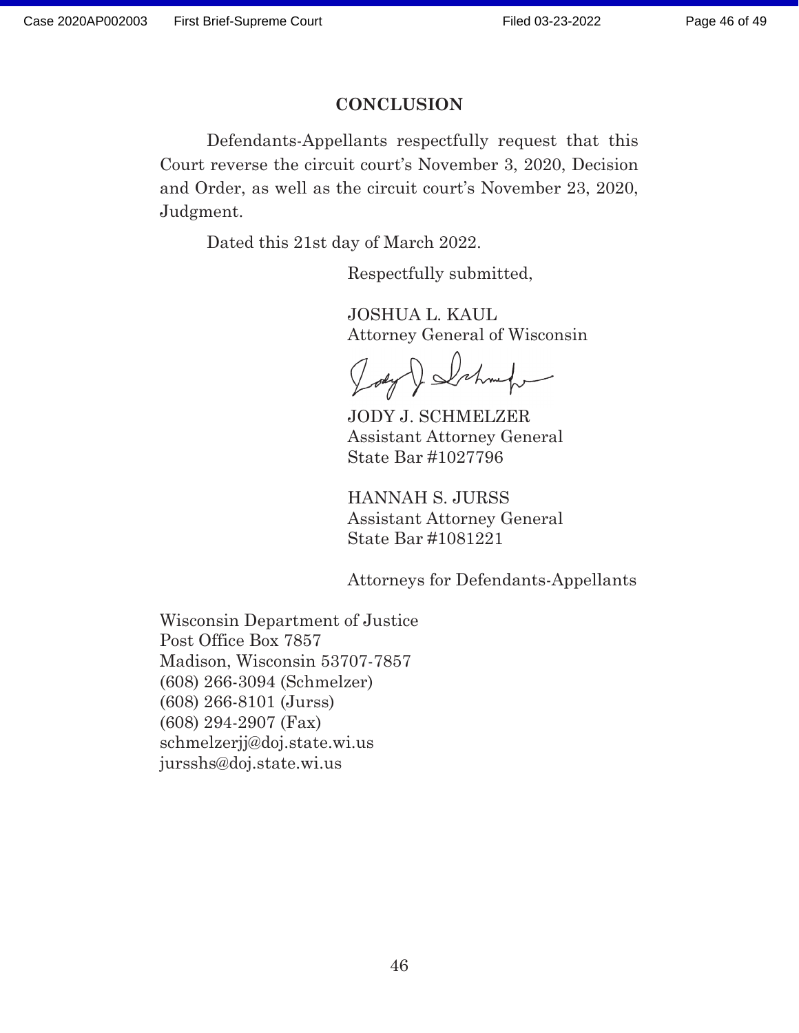## CONCLUSION

Defendants-Appellants respectfully request that this Court reverse the circuit court's November 3, 2020, Decision and Order, as well as the circuit court's November 23, 2020, Judgment.

Dated this 21st day of March 2022.

Respectfully submitted,

JOSHUA L. KAUL
Attorney General of Wisconsin

JODY J. SCHMELZER
Assistant Attorney General
State Bar #1027796

HANNAH S. JURSS
Assistant Attorney General
State Bar #1081221

Attorneys for Defendants-Appellants

Wisconsin Department of Justice
Post Office Box 7857
Madison, Wisconsin 53707-7857
(608) 266-3094 (Schmelzer)
(608) 266-8101 (Jurss)
(608) 294-2907 (Fax)
schmelzerjj@doj.state.wi.us
jursshs@doj.state.wi.us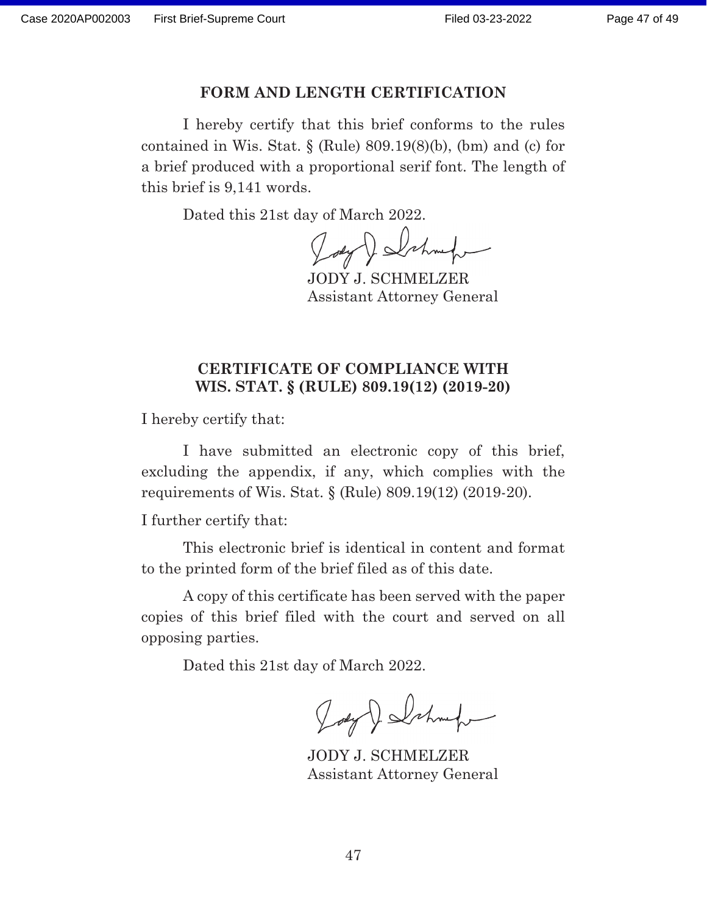## FORM AND LENGTH CERTIFICATION

I hereby certify that this brief conforms to the rules contained in Wis. Stat. § (Rule) 809.19(8)(b), (bm) and (c) for a brief produced with a proportional serif font. The length of this brief is 9,141 words.

Dated this 21st day of March 2022.

JODY J. SCHMELZER
Assistant Attorney General

## CERTIFICATE OF COMPLIANCE WITH WIS. STAT. § (RULE) 809.19(12) (2019-20)

I hereby certify that:

I have submitted an electronic copy of this brief, excluding the appendix, if any, which complies with the requirements of Wis. Stat. § (Rule) 809.19(12) (2019-20).

I further certify that:

This electronic brief is identical in content and format to the printed form of the brief filed as of this date.

A copy of this certificate has been served with the paper copies of this brief filed with the court and served on all opposing parties.

Dated this 21st day of March 2022.

JODY J. SCHMELZER
Assistant Attorney General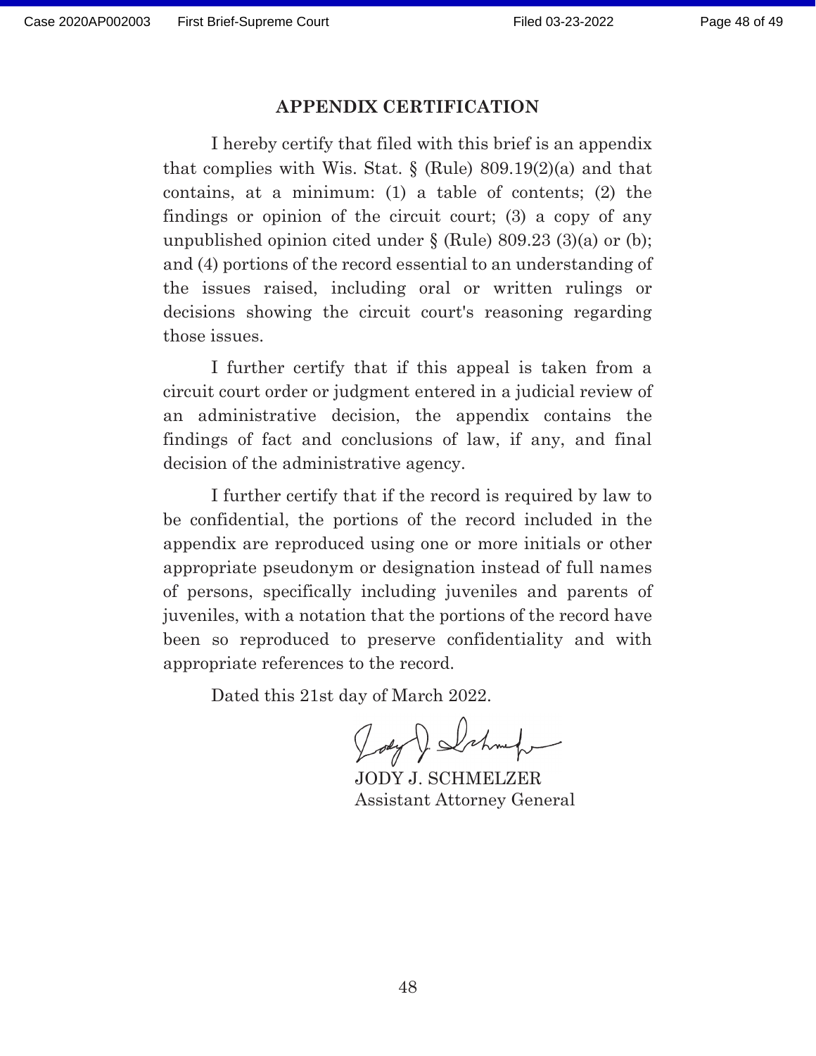## APPENDIX CERTIFICATION

I hereby certify that filed with this brief is an appendix that complies with Wis. Stat. § (Rule) 809.19(2)(a) and that contains, at a minimum: (1) a table of contents; (2) the findings or opinion of the circuit court; (3) a copy of any unpublished opinion cited under § (Rule) 809.23 (3)(a) or (b); and (4) portions of the record essential to an understanding of the issues raised, including oral or written rulings or decisions showing the circuit court's reasoning regarding those issues.

I further certify that if this appeal is taken from a circuit court order or judgment entered in a judicial review of an administrative decision, the appendix contains the findings of fact and conclusions of law, if any, and final decision of the administrative agency.

I further certify that if the record is required by law to be confidential, the portions of the record included in the appendix are reproduced using one or more initials or other appropriate pseudonym or designation instead of full names of persons, specifically including juveniles and parents of juveniles, with a notation that the portions of the record have been so reproduced to preserve confidentiality and with appropriate references to the record.

Dated this 21st day of March 2022.

JODY J. SCHMELZER
Assistant Attorney General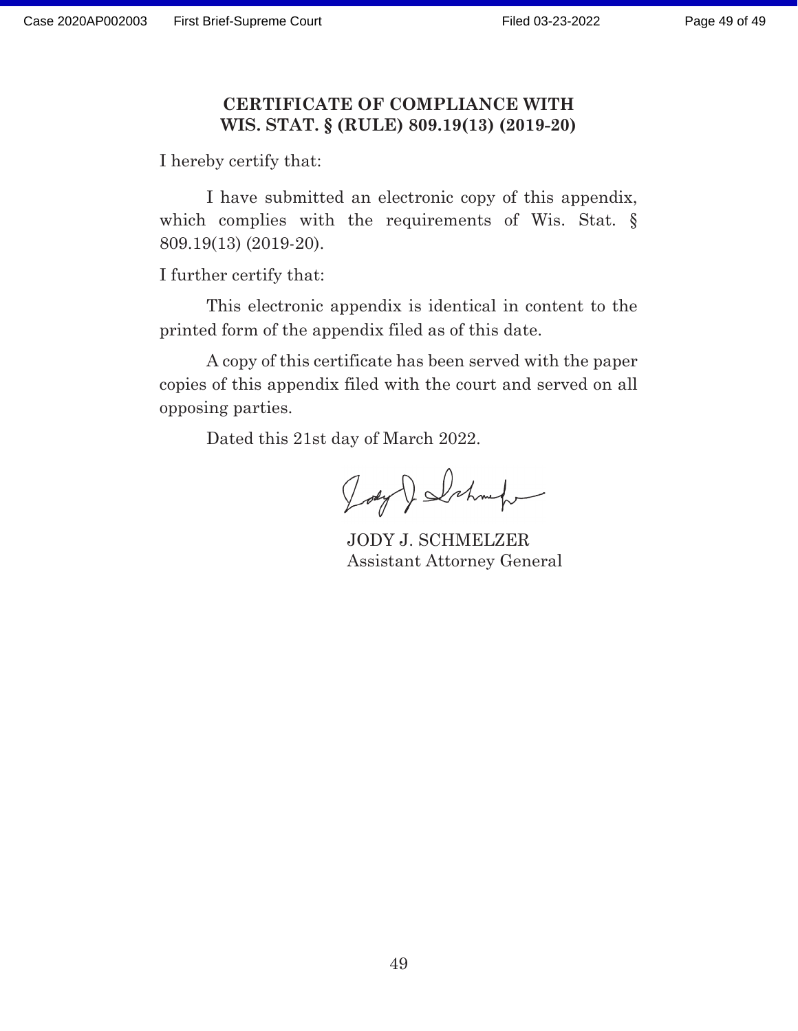## CERTIFICATE OF COMPLIANCE WITH WIS. STAT. § (RULE) 809.19(13) (2019-20)

I hereby certify that:

I have submitted an electronic copy of this appendix, which complies with the requirements of Wis. Stat. § 809.19(13) (2019-20).

I further certify that:

This electronic appendix is identical in content to the printed form of the appendix filed as of this date.

A copy of this certificate has been served with the paper copies of this appendix filed with the court and served on all opposing parties.

Dated this 21st day of March 2022.

JODY J. SCHMELZER
Assistant Attorney General